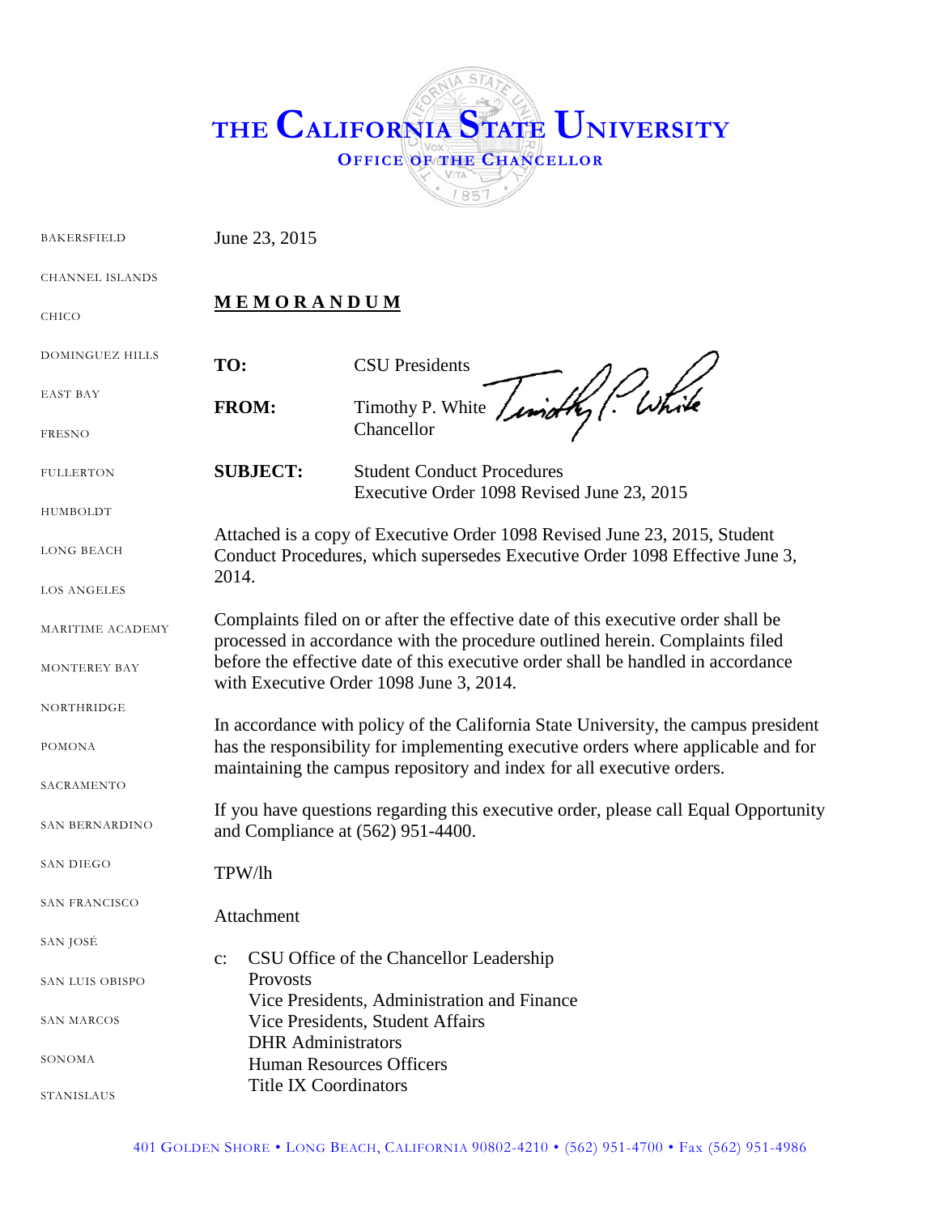# THE CALIFORNIA STATE UNIVERSITY

## OFFICE OF THE CHANCELLOR

BAKERSFIELD
CHANNEL ISLANDS
CHICO
DOMINGUEZ HILLS
EAST BAY
FRESNO
FULLERTON
HUMBOLDT
LONG BEACH
LOS ANGELES
MARITIME ACADEMY
MONTEREY BAY
NORTHRIDGE
POMONA
SACRAMENTO
SAN BERNARDINO
SAN DIEGO
SAN FRANCISCO
SAN JOSÉ
SAN LUIS OBISPO
SAN MARCOS
SONOMA
STANISLAUS

June 23, 2015

**MEMORANDUM**

**TO:** CSU Presidents

**FROM:** Timothy P. White
Chancellor

**SUBJECT:** Student Conduct Procedures
Executive Order 1098 Revised June 23, 2015

Attached is a copy of Executive Order 1098 Revised June 23, 2015, Student Conduct Procedures, which supersedes Executive Order 1098 Effective June 3, 2014.

Complaints filed on or after the effective date of this executive order shall be processed in accordance with the procedure outlined herein. Complaints filed before the effective date of this executive order shall be handled in accordance with Executive Order 1098 June 3, 2014.

In accordance with policy of the California State University, the campus president has the responsibility for implementing executive orders where applicable and for maintaining the campus repository and index for all executive orders.

If you have questions regarding this executive order, please call Equal Opportunity and Compliance at (562) 951-4400.

TPW/lh

Attachment

c: CSU Office of the Chancellor Leadership
Provosts
Vice Presidents, Administration and Finance
Vice Presidents, Student Affairs
DHR Administrators
Human Resources Officers
Title IX Coordinators

401 GOLDEN SHORE • LONG BEACH, CALIFORNIA 90802-4210 • (562) 951-4700 • Fax (562) 951-4986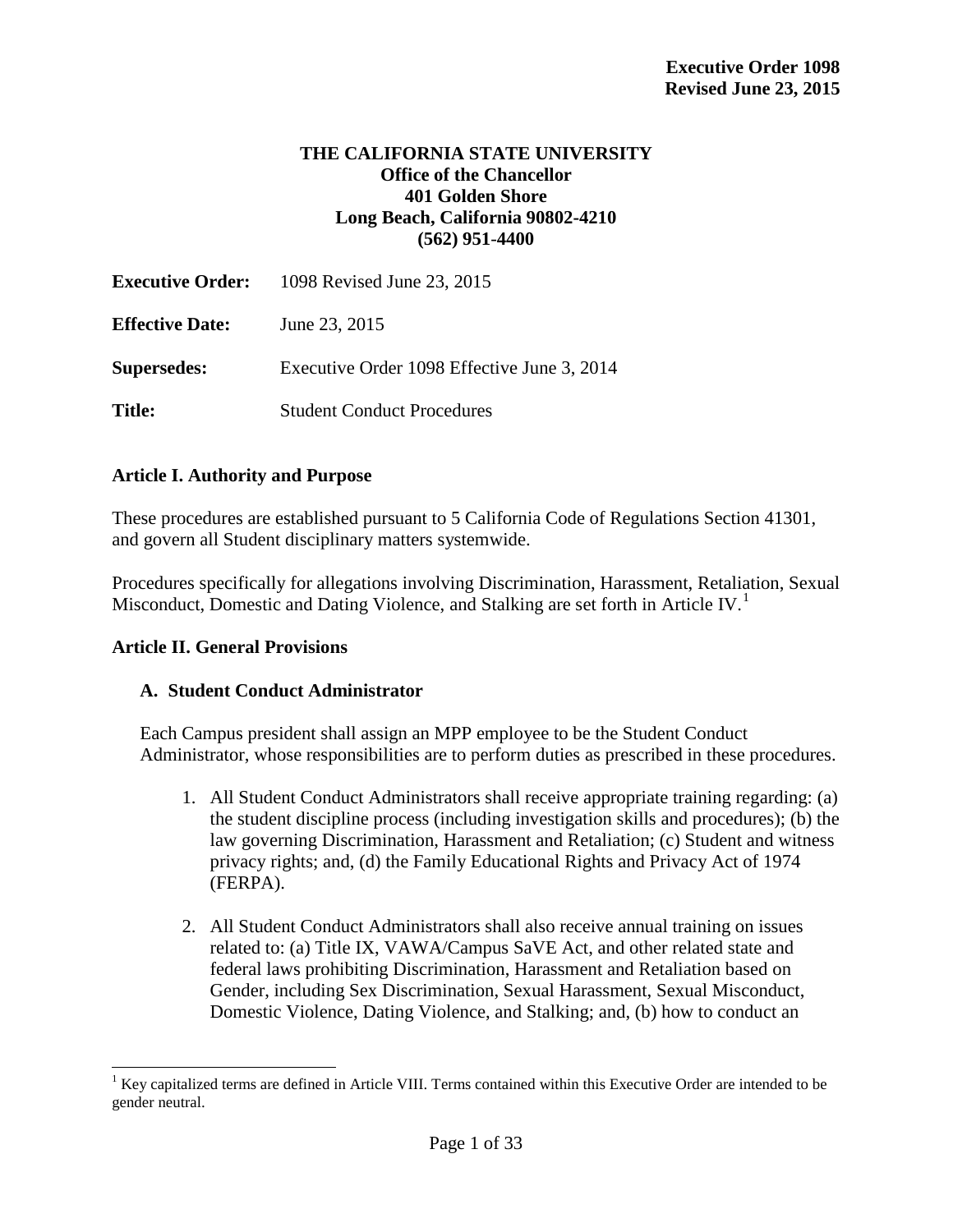**Executive Order 1098**
**Revised June 23, 2015**

**THE CALIFORNIA STATE UNIVERSITY**
**Office of the Chancellor**
**401 Golden Shore**
**Long Beach, California 90802-4210**
**(562) 951-4400**

**Executive Order:** 1098 Revised June 23, 2015

**Effective Date:** June 23, 2015

**Supersedes:** Executive Order 1098 Effective June 3, 2014

**Title:** Student Conduct Procedures

## Article I. Authority and Purpose

These procedures are established pursuant to 5 California Code of Regulations Section 41301, and govern all Student disciplinary matters systemwide.

Procedures specifically for allegations involving Discrimination, Harassment, Retaliation, Sexual Misconduct, Domestic and Dating Violence, and Stalking are set forth in Article IV.[1]

## Article II. General Provisions

### A. Student Conduct Administrator

Each Campus president shall assign an MPP employee to be the Student Conduct Administrator, whose responsibilities are to perform duties as prescribed in these procedures.

1. All Student Conduct Administrators shall receive appropriate training regarding: (a) the student discipline process (including investigation skills and procedures); (b) the law governing Discrimination, Harassment and Retaliation; (c) Student and witness privacy rights; and, (d) the Family Educational Rights and Privacy Act of 1974 (FERPA).

2. All Student Conduct Administrators shall also receive annual training on issues related to: (a) Title IX, VAWA/Campus SaVE Act, and other related state and federal laws prohibiting Discrimination, Harassment and Retaliation based on Gender, including Sex Discrimination, Sexual Harassment, Sexual Misconduct, Domestic Violence, Dating Violence, and Stalking; and, (b) how to conduct an

[1] Key capitalized terms are defined in Article VIII. Terms contained within this Executive Order are intended to be gender neutral.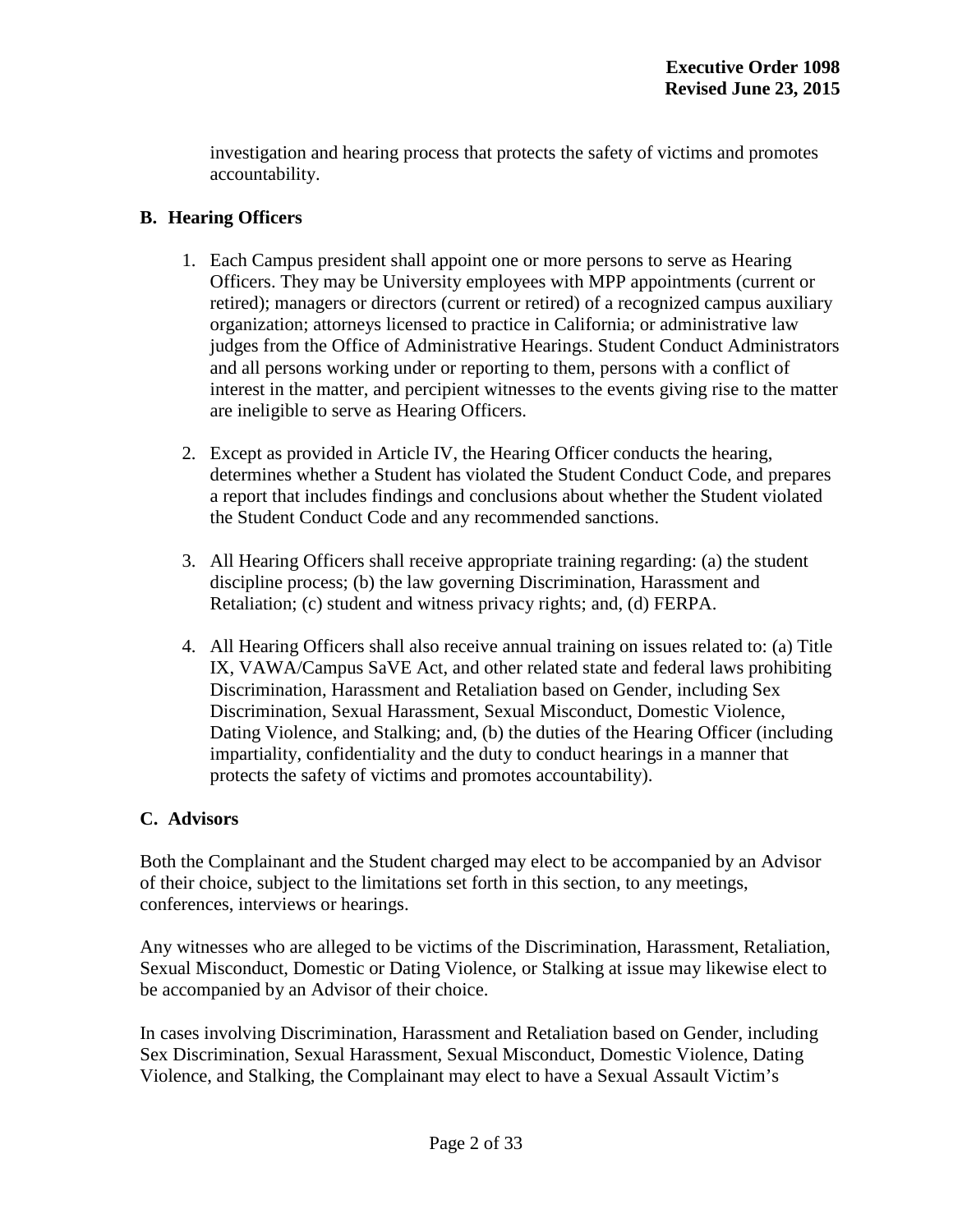investigation and hearing process that protects the safety of victims and promotes accountability.

### B. Hearing Officers

1. Each Campus president shall appoint one or more persons to serve as Hearing Officers. They may be University employees with MPP appointments (current or retired); managers or directors (current or retired) of a recognized campus auxiliary organization; attorneys licensed to practice in California; or administrative law judges from the Office of Administrative Hearings. Student Conduct Administrators and all persons working under or reporting to them, persons with a conflict of interest in the matter, and percipient witnesses to the events giving rise to the matter are ineligible to serve as Hearing Officers.

2. Except as provided in Article IV, the Hearing Officer conducts the hearing, determines whether a Student has violated the Student Conduct Code, and prepares a report that includes findings and conclusions about whether the Student violated the Student Conduct Code and any recommended sanctions.

3. All Hearing Officers shall receive appropriate training regarding: (a) the student discipline process; (b) the law governing Discrimination, Harassment and Retaliation; (c) student and witness privacy rights; and, (d) FERPA.

4. All Hearing Officers shall also receive annual training on issues related to: (a) Title IX, VAWA/Campus SaVE Act, and other related state and federal laws prohibiting Discrimination, Harassment and Retaliation based on Gender, including Sex Discrimination, Sexual Harassment, Sexual Misconduct, Domestic Violence, Dating Violence, and Stalking; and, (b) the duties of the Hearing Officer (including impartiality, confidentiality and the duty to conduct hearings in a manner that protects the safety of victims and promotes accountability).

### C. Advisors

Both the Complainant and the Student charged may elect to be accompanied by an Advisor of their choice, subject to the limitations set forth in this section, to any meetings, conferences, interviews or hearings.

Any witnesses who are alleged to be victims of the Discrimination, Harassment, Retaliation, Sexual Misconduct, Domestic or Dating Violence, or Stalking at issue may likewise elect to be accompanied by an Advisor of their choice.

In cases involving Discrimination, Harassment and Retaliation based on Gender, including Sex Discrimination, Sexual Harassment, Sexual Misconduct, Domestic Violence, Dating Violence, and Stalking, the Complainant may elect to have a Sexual Assault Victim's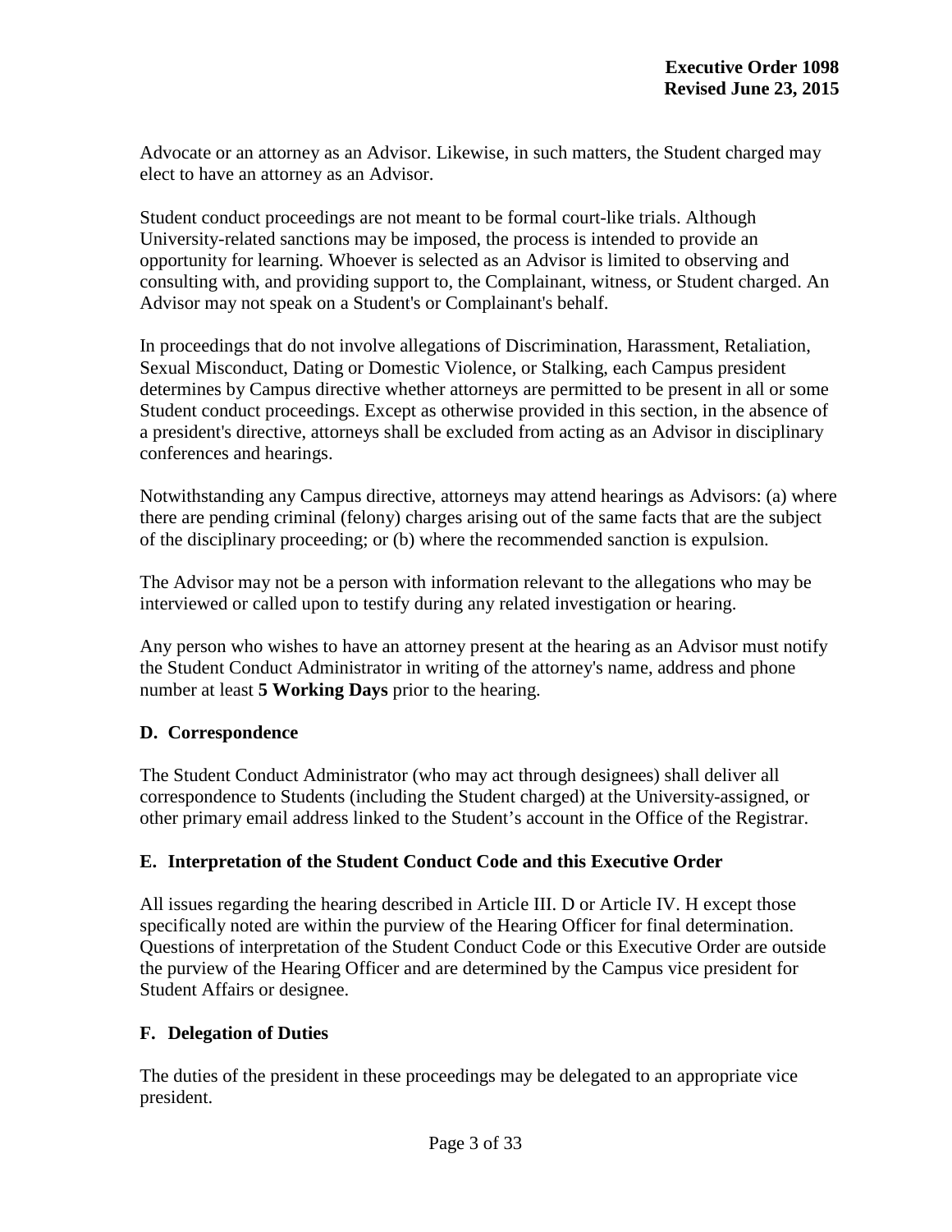Advocate or an attorney as an Advisor. Likewise, in such matters, the Student charged may elect to have an attorney as an Advisor.

Student conduct proceedings are not meant to be formal court-like trials. Although University-related sanctions may be imposed, the process is intended to provide an opportunity for learning. Whoever is selected as an Advisor is limited to observing and consulting with, and providing support to, the Complainant, witness, or Student charged. An Advisor may not speak on a Student's or Complainant's behalf.

In proceedings that do not involve allegations of Discrimination, Harassment, Retaliation, Sexual Misconduct, Dating or Domestic Violence, or Stalking, each Campus president determines by Campus directive whether attorneys are permitted to be present in all or some Student conduct proceedings. Except as otherwise provided in this section, in the absence of a president's directive, attorneys shall be excluded from acting as an Advisor in disciplinary conferences and hearings.

Notwithstanding any Campus directive, attorneys may attend hearings as Advisors: (a) where there are pending criminal (felony) charges arising out of the same facts that are the subject of the disciplinary proceeding; or (b) where the recommended sanction is expulsion.

The Advisor may not be a person with information relevant to the allegations who may be interviewed or called upon to testify during any related investigation or hearing.

Any person who wishes to have an attorney present at the hearing as an Advisor must notify the Student Conduct Administrator in writing of the attorney's name, address and phone number at least **5 Working Days** prior to the hearing.

### D. Correspondence

The Student Conduct Administrator (who may act through designees) shall deliver all correspondence to Students (including the Student charged) at the University-assigned, or other primary email address linked to the Student's account in the Office of the Registrar.

### E. Interpretation of the Student Conduct Code and this Executive Order

All issues regarding the hearing described in Article III. D or Article IV. H except those specifically noted are within the purview of the Hearing Officer for final determination. Questions of interpretation of the Student Conduct Code or this Executive Order are outside the purview of the Hearing Officer and are determined by the Campus vice president for Student Affairs or designee.

### F. Delegation of Duties

The duties of the president in these proceedings may be delegated to an appropriate vice president.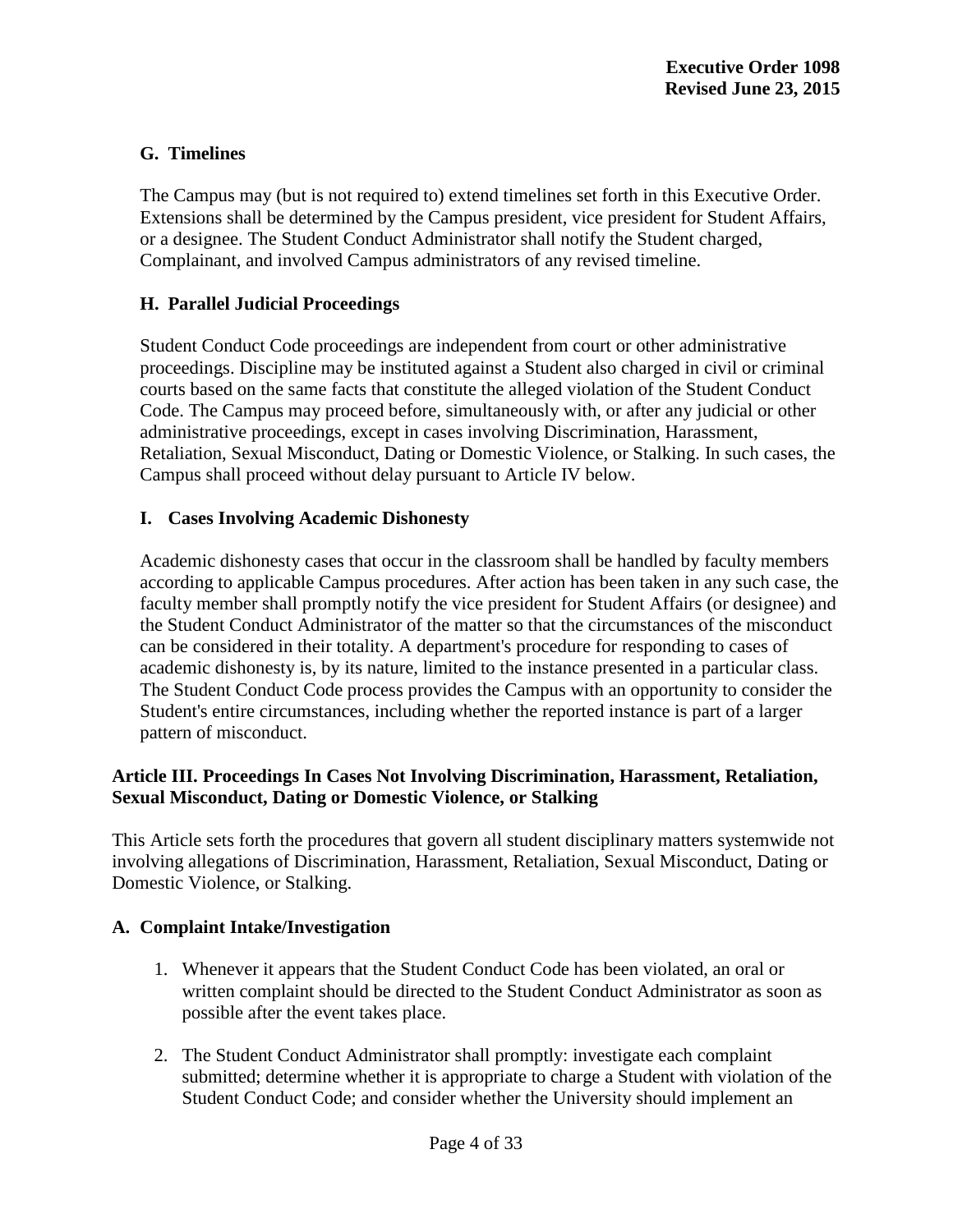### G. Timelines

The Campus may (but is not required to) extend timelines set forth in this Executive Order. Extensions shall be determined by the Campus president, vice president for Student Affairs, or a designee. The Student Conduct Administrator shall notify the Student charged, Complainant, and involved Campus administrators of any revised timeline.

### H. Parallel Judicial Proceedings

Student Conduct Code proceedings are independent from court or other administrative proceedings. Discipline may be instituted against a Student also charged in civil or criminal courts based on the same facts that constitute the alleged violation of the Student Conduct Code. The Campus may proceed before, simultaneously with, or after any judicial or other administrative proceedings, except in cases involving Discrimination, Harassment, Retaliation, Sexual Misconduct, Dating or Domestic Violence, or Stalking. In such cases, the Campus shall proceed without delay pursuant to Article IV below.

### I. Cases Involving Academic Dishonesty

Academic dishonesty cases that occur in the classroom shall be handled by faculty members according to applicable Campus procedures. After action has been taken in any such case, the faculty member shall promptly notify the vice president for Student Affairs (or designee) and the Student Conduct Administrator of the matter so that the circumstances of the misconduct can be considered in their totality. A department's procedure for responding to cases of academic dishonesty is, by its nature, limited to the instance presented in a particular class. The Student Conduct Code process provides the Campus with an opportunity to consider the Student's entire circumstances, including whether the reported instance is part of a larger pattern of misconduct.

## Article III. Proceedings In Cases Not Involving Discrimination, Harassment, Retaliation, Sexual Misconduct, Dating or Domestic Violence, or Stalking

This Article sets forth the procedures that govern all student disciplinary matters systemwide not involving allegations of Discrimination, Harassment, Retaliation, Sexual Misconduct, Dating or Domestic Violence, or Stalking.

### A. Complaint Intake/Investigation

1. Whenever it appears that the Student Conduct Code has been violated, an oral or written complaint should be directed to the Student Conduct Administrator as soon as possible after the event takes place.

2. The Student Conduct Administrator shall promptly: investigate each complaint submitted; determine whether it is appropriate to charge a Student with violation of the Student Conduct Code; and consider whether the University should implement an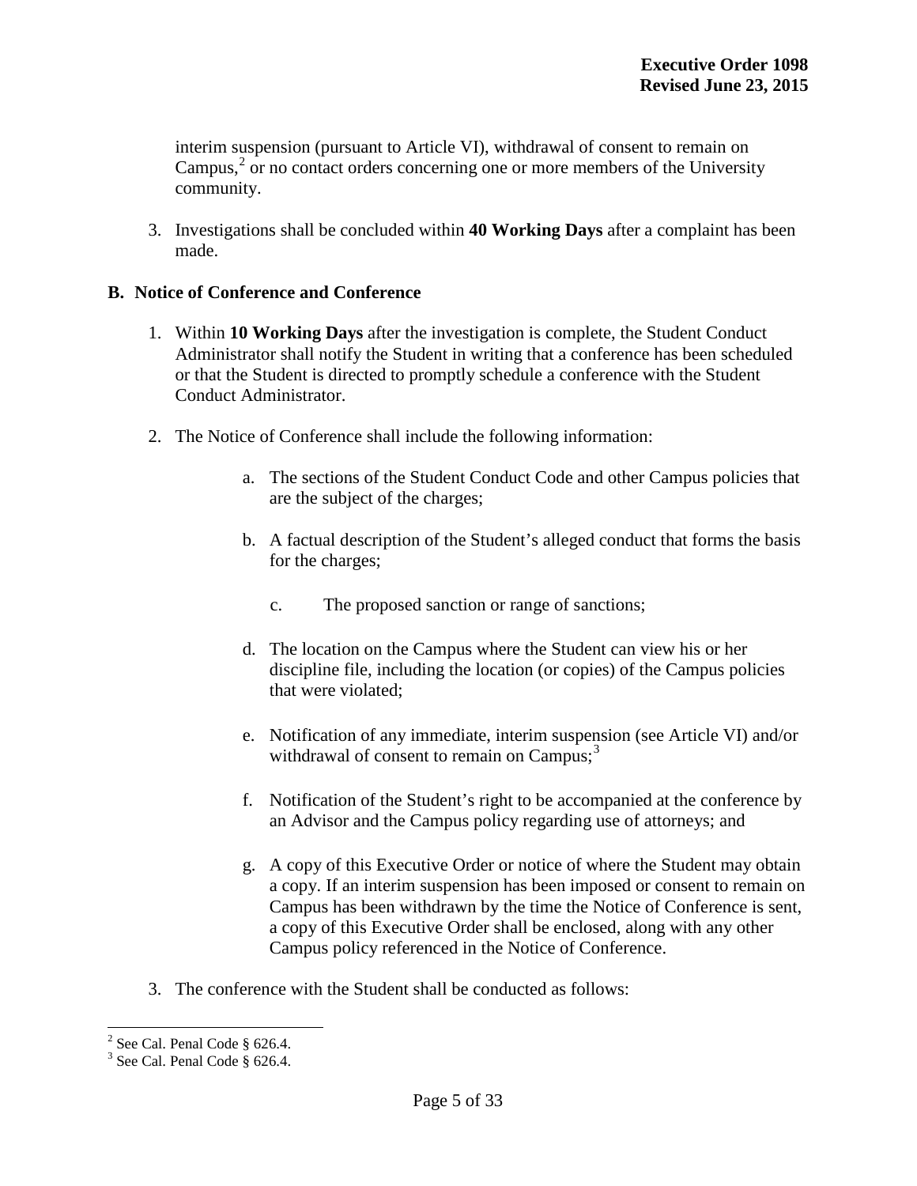interim suspension (pursuant to Article VI), withdrawal of consent to remain on Campus,[2] or no contact orders concerning one or more members of the University community.

3. Investigations shall be concluded within **40 Working Days** after a complaint has been made.

### B. Notice of Conference and Conference

1. Within **10 Working Days** after the investigation is complete, the Student Conduct Administrator shall notify the Student in writing that a conference has been scheduled or that the Student is directed to promptly schedule a conference with the Student Conduct Administrator.

2. The Notice of Conference shall include the following information:

   a. The sections of the Student Conduct Code and other Campus policies that are the subject of the charges;

   b. A factual description of the Student's alleged conduct that forms the basis for the charges;

   c. The proposed sanction or range of sanctions;

   d. The location on the Campus where the Student can view his or her discipline file, including the location (or copies) of the Campus policies that were violated;

   e. Notification of any immediate, interim suspension (see Article VI) and/or withdrawal of consent to remain on Campus;[3]

   f. Notification of the Student's right to be accompanied at the conference by an Advisor and the Campus policy regarding use of attorneys; and

   g. A copy of this Executive Order or notice of where the Student may obtain a copy. If an interim suspension has been imposed or consent to remain on Campus has been withdrawn by the time the Notice of Conference is sent, a copy of this Executive Order shall be enclosed, along with any other Campus policy referenced in the Notice of Conference.

3. The conference with the Student shall be conducted as follows:

---

[2] See Cal. Penal Code § 626.4.
[3] See Cal. Penal Code § 626.4.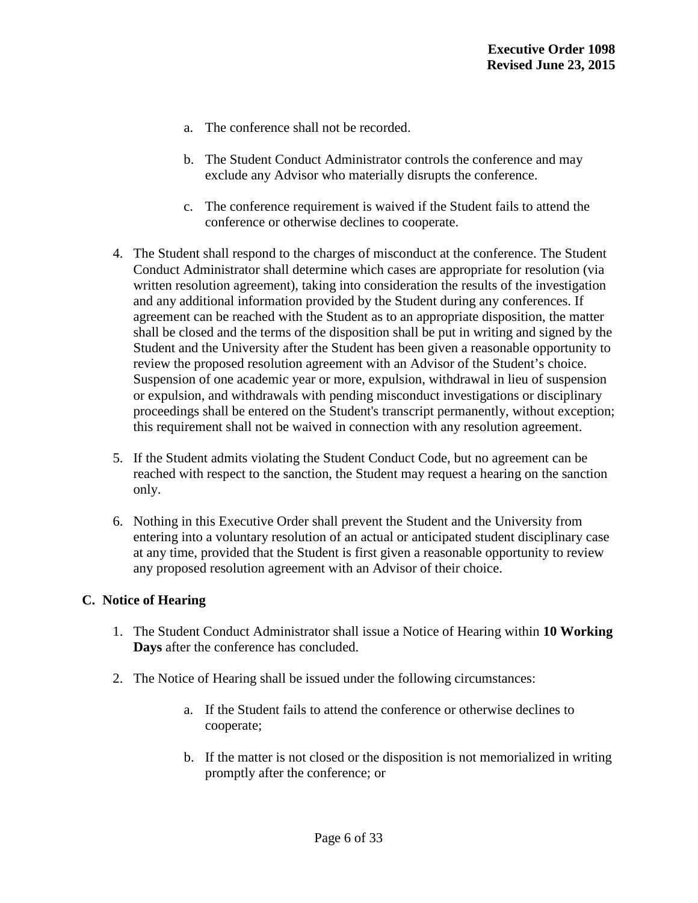a. The conference shall not be recorded.

b. The Student Conduct Administrator controls the conference and may exclude any Advisor who materially disrupts the conference.

c. The conference requirement is waived if the Student fails to attend the conference or otherwise declines to cooperate.

4. The Student shall respond to the charges of misconduct at the conference. The Student Conduct Administrator shall determine which cases are appropriate for resolution (via written resolution agreement), taking into consideration the results of the investigation and any additional information provided by the Student during any conferences. If agreement can be reached with the Student as to an appropriate disposition, the matter shall be closed and the terms of the disposition shall be put in writing and signed by the Student and the University after the Student has been given a reasonable opportunity to review the proposed resolution agreement with an Advisor of the Student's choice. Suspension of one academic year or more, expulsion, withdrawal in lieu of suspension or expulsion, and withdrawals with pending misconduct investigations or disciplinary proceedings shall be entered on the Student's transcript permanently, without exception; this requirement shall not be waived in connection with any resolution agreement.

5. If the Student admits violating the Student Conduct Code, but no agreement can be reached with respect to the sanction, the Student may request a hearing on the sanction only.

6. Nothing in this Executive Order shall prevent the Student and the University from entering into a voluntary resolution of an actual or anticipated student disciplinary case at any time, provided that the Student is first given a reasonable opportunity to review any proposed resolution agreement with an Advisor of their choice.

## C. Notice of Hearing

1. The Student Conduct Administrator shall issue a Notice of Hearing within **10 Working Days** after the conference has concluded.

2. The Notice of Hearing shall be issued under the following circumstances:

   a. If the Student fails to attend the conference or otherwise declines to cooperate;

   b. If the matter is not closed or the disposition is not memorialized in writing promptly after the conference; or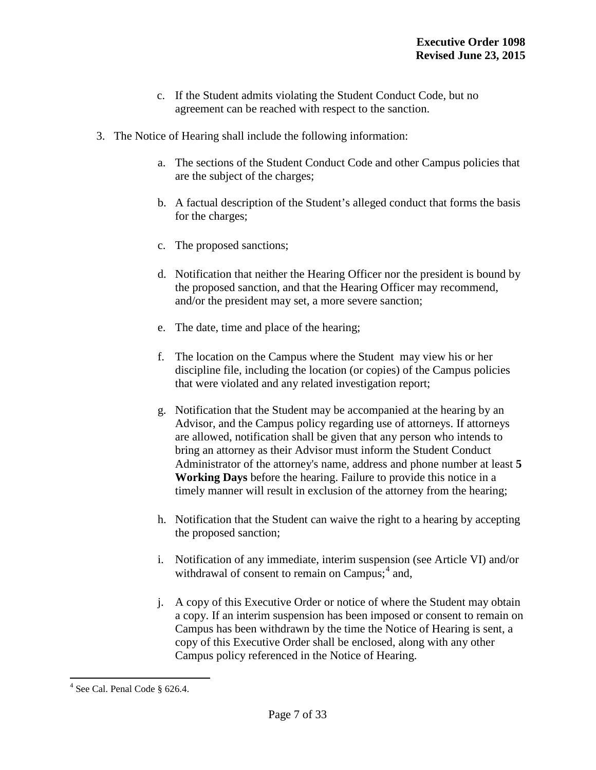c. If the Student admits violating the Student Conduct Code, but no agreement can be reached with respect to the sanction.

3. The Notice of Hearing shall include the following information:

   a. The sections of the Student Conduct Code and other Campus policies that are the subject of the charges;

   b. A factual description of the Student's alleged conduct that forms the basis for the charges;

   c. The proposed sanctions;

   d. Notification that neither the Hearing Officer nor the president is bound by the proposed sanction, and that the Hearing Officer may recommend, and/or the president may set, a more severe sanction;

   e. The date, time and place of the hearing;

   f. The location on the Campus where the Student may view his or her discipline file, including the location (or copies) of the Campus policies that were violated and any related investigation report;

   g. Notification that the Student may be accompanied at the hearing by an Advisor, and the Campus policy regarding use of attorneys. If attorneys are allowed, notification shall be given that any person who intends to bring an attorney as their Advisor must inform the Student Conduct Administrator of the attorney's name, address and phone number at least **5 Working Days** before the hearing. Failure to provide this notice in a timely manner will result in exclusion of the attorney from the hearing;

   h. Notification that the Student can waive the right to a hearing by accepting the proposed sanction;

   i. Notification of any immediate, interim suspension (see Article VI) and/or withdrawal of consent to remain on Campus;[4] and,

   j. A copy of this Executive Order or notice of where the Student may obtain a copy. If an interim suspension has been imposed or consent to remain on Campus has been withdrawn by the time the Notice of Hearing is sent, a copy of this Executive Order shall be enclosed, along with any other Campus policy referenced in the Notice of Hearing.

[4] See Cal. Penal Code § 626.4.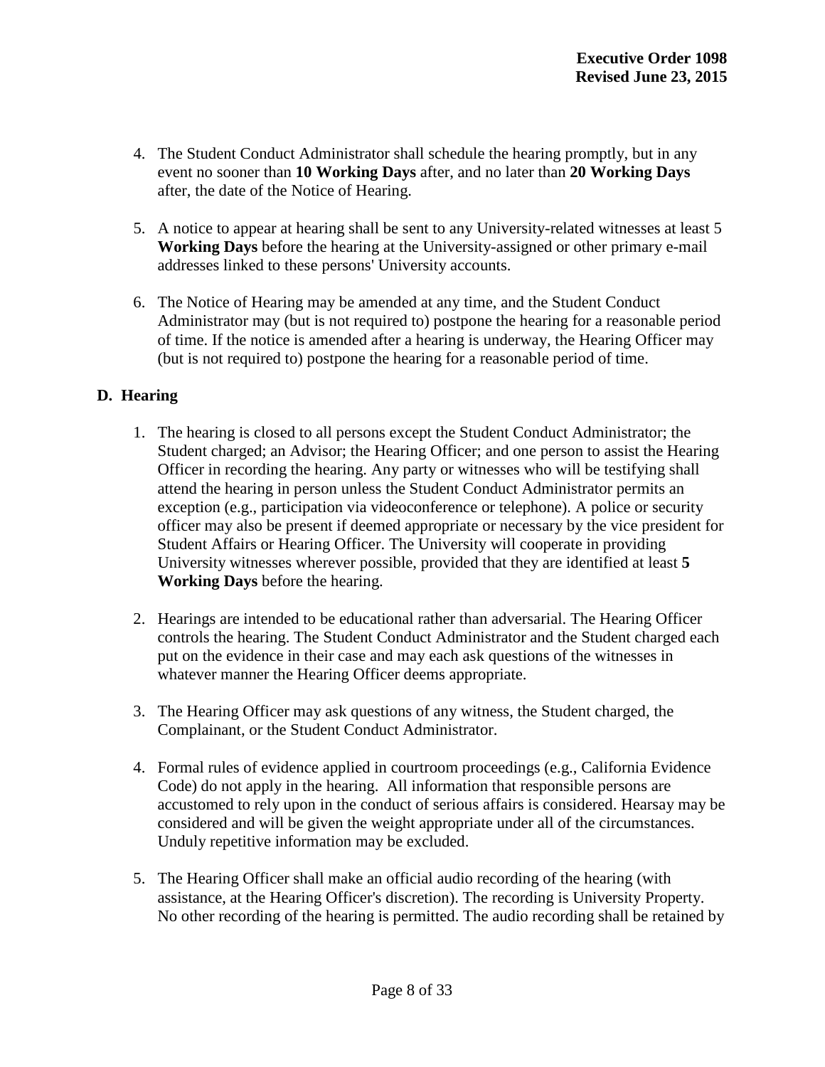4. The Student Conduct Administrator shall schedule the hearing promptly, but in any event no sooner than **10 Working Days** after, and no later than **20 Working Days** after, the date of the Notice of Hearing.

5. A notice to appear at hearing shall be sent to any University-related witnesses at least 5 **Working Days** before the hearing at the University-assigned or other primary e-mail addresses linked to these persons' University accounts.

6. The Notice of Hearing may be amended at any time, and the Student Conduct Administrator may (but is not required to) postpone the hearing for a reasonable period of time. If the notice is amended after a hearing is underway, the Hearing Officer may (but is not required to) postpone the hearing for a reasonable period of time.

## D. Hearing

1. The hearing is closed to all persons except the Student Conduct Administrator; the Student charged; an Advisor; the Hearing Officer; and one person to assist the Hearing Officer in recording the hearing. Any party or witnesses who will be testifying shall attend the hearing in person unless the Student Conduct Administrator permits an exception (e.g., participation via videoconference or telephone). A police or security officer may also be present if deemed appropriate or necessary by the vice president for Student Affairs or Hearing Officer. The University will cooperate in providing University witnesses wherever possible, provided that they are identified at least **5 Working Days** before the hearing.

2. Hearings are intended to be educational rather than adversarial. The Hearing Officer controls the hearing. The Student Conduct Administrator and the Student charged each put on the evidence in their case and may each ask questions of the witnesses in whatever manner the Hearing Officer deems appropriate.

3. The Hearing Officer may ask questions of any witness, the Student charged, the Complainant, or the Student Conduct Administrator.

4. Formal rules of evidence applied in courtroom proceedings (e.g., California Evidence Code) do not apply in the hearing. All information that responsible persons are accustomed to rely upon in the conduct of serious affairs is considered. Hearsay may be considered and will be given the weight appropriate under all of the circumstances. Unduly repetitive information may be excluded.

5. The Hearing Officer shall make an official audio recording of the hearing (with assistance, at the Hearing Officer's discretion). The recording is University Property. No other recording of the hearing is permitted. The audio recording shall be retained by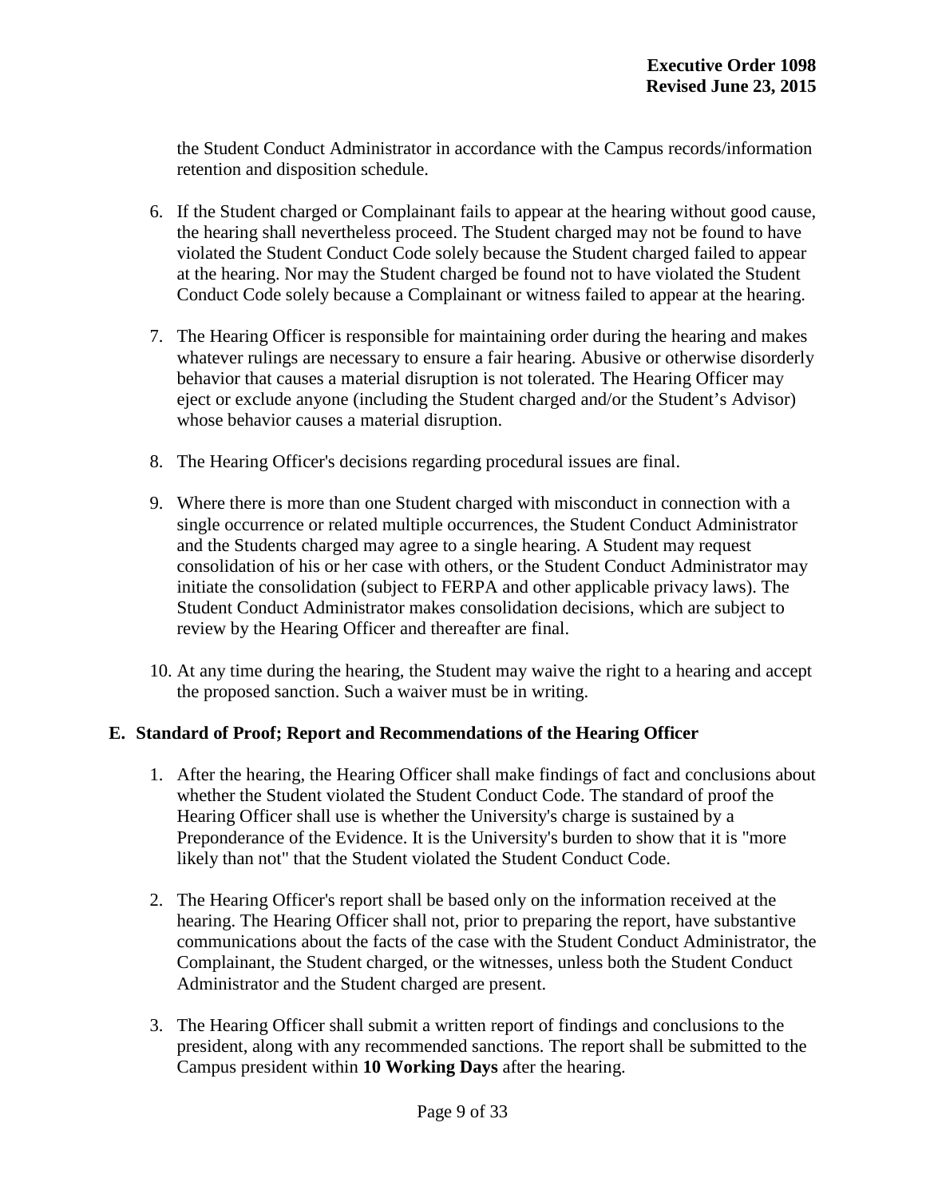the Student Conduct Administrator in accordance with the Campus records/information retention and disposition schedule.

6. If the Student charged or Complainant fails to appear at the hearing without good cause, the hearing shall nevertheless proceed. The Student charged may not be found to have violated the Student Conduct Code solely because the Student charged failed to appear at the hearing. Nor may the Student charged be found not to have violated the Student Conduct Code solely because a Complainant or witness failed to appear at the hearing.

7. The Hearing Officer is responsible for maintaining order during the hearing and makes whatever rulings are necessary to ensure a fair hearing. Abusive or otherwise disorderly behavior that causes a material disruption is not tolerated. The Hearing Officer may eject or exclude anyone (including the Student charged and/or the Student's Advisor) whose behavior causes a material disruption.

8. The Hearing Officer's decisions regarding procedural issues are final.

9. Where there is more than one Student charged with misconduct in connection with a single occurrence or related multiple occurrences, the Student Conduct Administrator and the Students charged may agree to a single hearing. A Student may request consolidation of his or her case with others, or the Student Conduct Administrator may initiate the consolidation (subject to FERPA and other applicable privacy laws). The Student Conduct Administrator makes consolidation decisions, which are subject to review by the Hearing Officer and thereafter are final.

10. At any time during the hearing, the Student may waive the right to a hearing and accept the proposed sanction. Such a waiver must be in writing.

### E. Standard of Proof; Report and Recommendations of the Hearing Officer

1. After the hearing, the Hearing Officer shall make findings of fact and conclusions about whether the Student violated the Student Conduct Code. The standard of proof the Hearing Officer shall use is whether the University's charge is sustained by a Preponderance of the Evidence. It is the University's burden to show that it is "more likely than not" that the Student violated the Student Conduct Code.

2. The Hearing Officer's report shall be based only on the information received at the hearing. The Hearing Officer shall not, prior to preparing the report, have substantive communications about the facts of the case with the Student Conduct Administrator, the Complainant, the Student charged, or the witnesses, unless both the Student Conduct Administrator and the Student charged are present.

3. The Hearing Officer shall submit a written report of findings and conclusions to the president, along with any recommended sanctions. The report shall be submitted to the Campus president within **10 Working Days** after the hearing.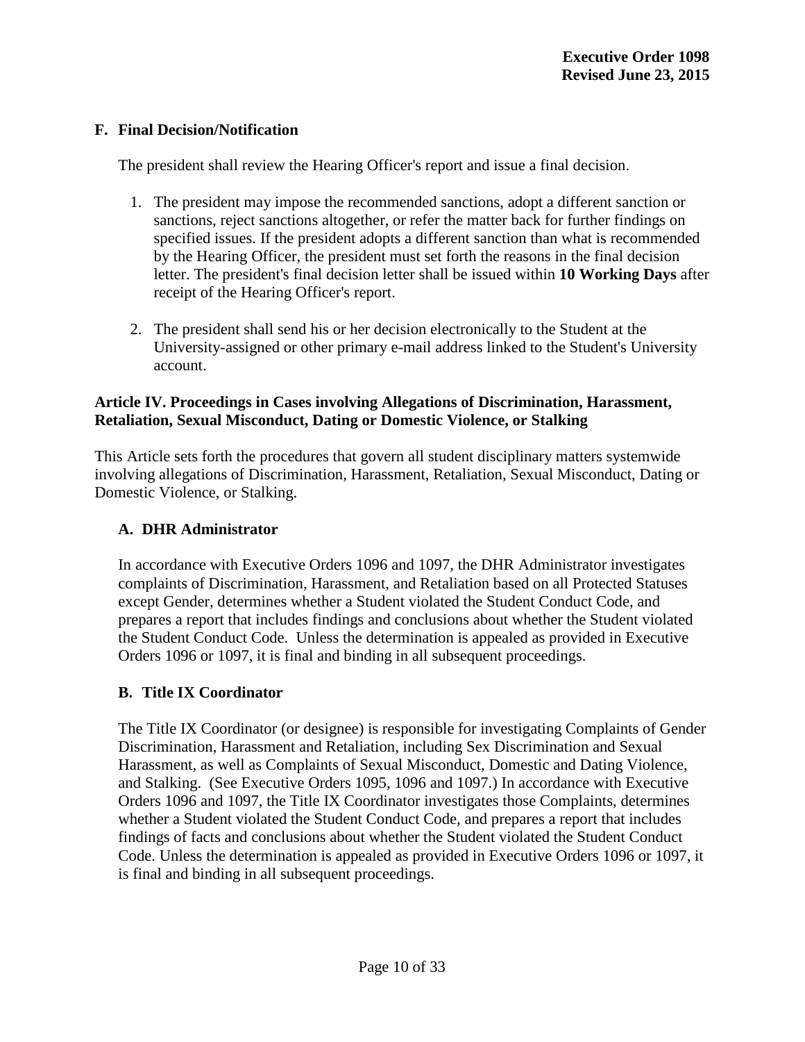### F. Final Decision/Notification

The president shall review the Hearing Officer's report and issue a final decision.

1. The president may impose the recommended sanctions, adopt a different sanction or sanctions, reject sanctions altogether, or refer the matter back for further findings on specified issues. If the president adopts a different sanction than what is recommended by the Hearing Officer, the president must set forth the reasons in the final decision letter. The president's final decision letter shall be issued within **10 Working Days** after receipt of the Hearing Officer's report.

2. The president shall send his or her decision electronically to the Student at the University-assigned or other primary e-mail address linked to the Student's University account.

## Article IV. Proceedings in Cases involving Allegations of Discrimination, Harassment, Retaliation, Sexual Misconduct, Dating or Domestic Violence, or Stalking

This Article sets forth the procedures that govern all student disciplinary matters systemwide involving allegations of Discrimination, Harassment, Retaliation, Sexual Misconduct, Dating or Domestic Violence, or Stalking.

### A. DHR Administrator

In accordance with Executive Orders 1096 and 1097, the DHR Administrator investigates complaints of Discrimination, Harassment, and Retaliation based on all Protected Statuses except Gender, determines whether a Student violated the Student Conduct Code, and prepares a report that includes findings and conclusions about whether the Student violated the Student Conduct Code. Unless the determination is appealed as provided in Executive Orders 1096 or 1097, it is final and binding in all subsequent proceedings.

### B. Title IX Coordinator

The Title IX Coordinator (or designee) is responsible for investigating Complaints of Gender Discrimination, Harassment and Retaliation, including Sex Discrimination and Sexual Harassment, as well as Complaints of Sexual Misconduct, Domestic and Dating Violence, and Stalking. (See Executive Orders 1095, 1096 and 1097.) In accordance with Executive Orders 1096 and 1097, the Title IX Coordinator investigates those Complaints, determines whether a Student violated the Student Conduct Code, and prepares a report that includes findings of facts and conclusions about whether the Student violated the Student Conduct Code. Unless the determination is appealed as provided in Executive Orders 1096 or 1097, it is final and binding in all subsequent proceedings.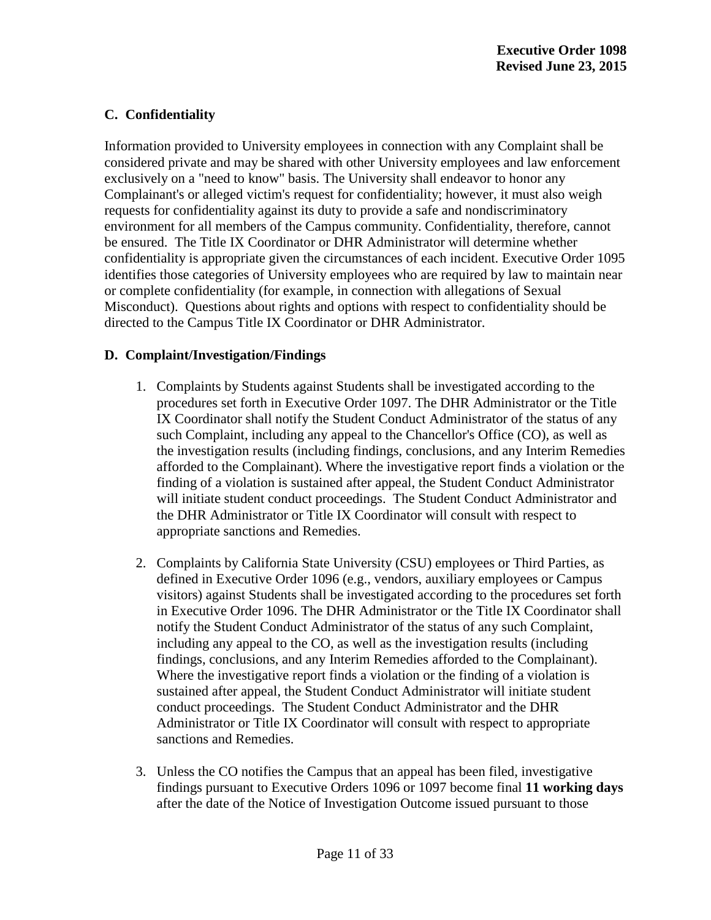### C. Confidentiality

Information provided to University employees in connection with any Complaint shall be considered private and may be shared with other University employees and law enforcement exclusively on a "need to know" basis. The University shall endeavor to honor any Complainant's or alleged victim's request for confidentiality; however, it must also weigh requests for confidentiality against its duty to provide a safe and nondiscriminatory environment for all members of the Campus community. Confidentiality, therefore, cannot be ensured. The Title IX Coordinator or DHR Administrator will determine whether confidentiality is appropriate given the circumstances of each incident. Executive Order 1095 identifies those categories of University employees who are required by law to maintain near or complete confidentiality (for example, in connection with allegations of Sexual Misconduct). Questions about rights and options with respect to confidentiality should be directed to the Campus Title IX Coordinator or DHR Administrator.

### D. Complaint/Investigation/Findings

1. Complaints by Students against Students shall be investigated according to the procedures set forth in Executive Order 1097. The DHR Administrator or the Title IX Coordinator shall notify the Student Conduct Administrator of the status of any such Complaint, including any appeal to the Chancellor's Office (CO), as well as the investigation results (including findings, conclusions, and any Interim Remedies afforded to the Complainant). Where the investigative report finds a violation or the finding of a violation is sustained after appeal, the Student Conduct Administrator will initiate student conduct proceedings. The Student Conduct Administrator and the DHR Administrator or Title IX Coordinator will consult with respect to appropriate sanctions and Remedies.

2. Complaints by California State University (CSU) employees or Third Parties, as defined in Executive Order 1096 (e.g., vendors, auxiliary employees or Campus visitors) against Students shall be investigated according to the procedures set forth in Executive Order 1096. The DHR Administrator or the Title IX Coordinator shall notify the Student Conduct Administrator of the status of any such Complaint, including any appeal to the CO, as well as the investigation results (including findings, conclusions, and any Interim Remedies afforded to the Complainant). Where the investigative report finds a violation or the finding of a violation is sustained after appeal, the Student Conduct Administrator will initiate student conduct proceedings. The Student Conduct Administrator and the DHR Administrator or Title IX Coordinator will consult with respect to appropriate sanctions and Remedies.

3. Unless the CO notifies the Campus that an appeal has been filed, investigative findings pursuant to Executive Orders 1096 or 1097 become final **11 working days** after the date of the Notice of Investigation Outcome issued pursuant to those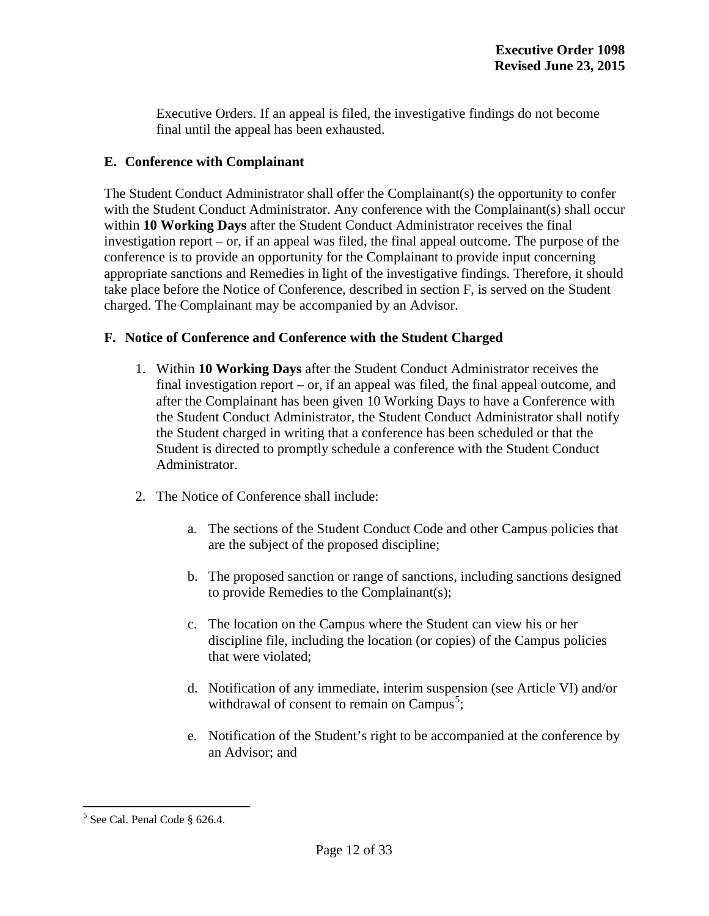Executive Orders. If an appeal is filed, the investigative findings do not become final until the appeal has been exhausted.

### E. Conference with Complainant

The Student Conduct Administrator shall offer the Complainant(s) the opportunity to confer with the Student Conduct Administrator. Any conference with the Complainant(s) shall occur within **10 Working Days** after the Student Conduct Administrator receives the final investigation report – or, if an appeal was filed, the final appeal outcome. The purpose of the conference is to provide an opportunity for the Complainant to provide input concerning appropriate sanctions and Remedies in light of the investigative findings. Therefore, it should take place before the Notice of Conference, described in section F, is served on the Student charged. The Complainant may be accompanied by an Advisor.

### F. Notice of Conference and Conference with the Student Charged

1. Within **10 Working Days** after the Student Conduct Administrator receives the final investigation report – or, if an appeal was filed, the final appeal outcome, and after the Complainant has been given 10 Working Days to have a Conference with the Student Conduct Administrator, the Student Conduct Administrator shall notify the Student charged in writing that a conference has been scheduled or that the Student is directed to promptly schedule a conference with the Student Conduct Administrator.

2. The Notice of Conference shall include:

    a. The sections of the Student Conduct Code and other Campus policies that are the subject of the proposed discipline;

    b. The proposed sanction or range of sanctions, including sanctions designed to provide Remedies to the Complainant(s);

    c. The location on the Campus where the Student can view his or her discipline file, including the location (or copies) of the Campus policies that were violated;

    d. Notification of any immediate, interim suspension (see Article VI) and/or withdrawal of consent to remain on Campus[5];

    e. Notification of the Student's right to be accompanied at the conference by an Advisor; and

[5] See Cal. Penal Code § 626.4.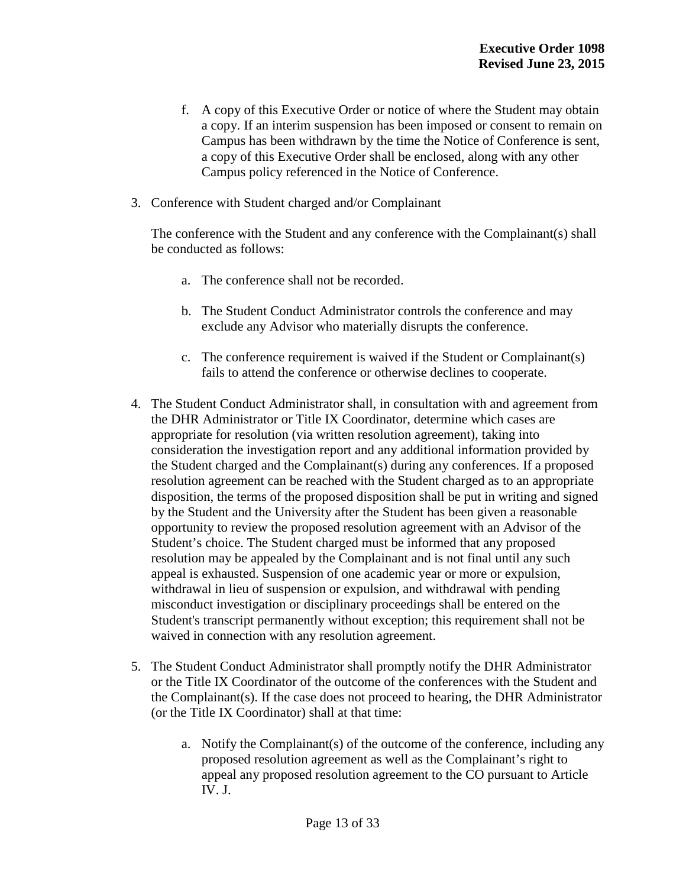f. A copy of this Executive Order or notice of where the Student may obtain a copy. If an interim suspension has been imposed or consent to remain on Campus has been withdrawn by the time the Notice of Conference is sent, a copy of this Executive Order shall be enclosed, along with any other Campus policy referenced in the Notice of Conference.

3. Conference with Student charged and/or Complainant

   The conference with the Student and any conference with the Complainant(s) shall be conducted as follows:

   a. The conference shall not be recorded.

   b. The Student Conduct Administrator controls the conference and may exclude any Advisor who materially disrupts the conference.

   c. The conference requirement is waived if the Student or Complainant(s) fails to attend the conference or otherwise declines to cooperate.

4. The Student Conduct Administrator shall, in consultation with and agreement from the DHR Administrator or Title IX Coordinator, determine which cases are appropriate for resolution (via written resolution agreement), taking into consideration the investigation report and any additional information provided by the Student charged and the Complainant(s) during any conferences. If a proposed resolution agreement can be reached with the Student charged as to an appropriate disposition, the terms of the proposed disposition shall be put in writing and signed by the Student and the University after the Student has been given a reasonable opportunity to review the proposed resolution agreement with an Advisor of the Student's choice. The Student charged must be informed that any proposed resolution may be appealed by the Complainant and is not final until any such appeal is exhausted. Suspension of one academic year or more or expulsion, withdrawal in lieu of suspension or expulsion, and withdrawal with pending misconduct investigation or disciplinary proceedings shall be entered on the Student's transcript permanently without exception; this requirement shall not be waived in connection with any resolution agreement.

5. The Student Conduct Administrator shall promptly notify the DHR Administrator or the Title IX Coordinator of the outcome of the conferences with the Student and the Complainant(s). If the case does not proceed to hearing, the DHR Administrator (or the Title IX Coordinator) shall at that time:

   a. Notify the Complainant(s) of the outcome of the conference, including any proposed resolution agreement as well as the Complainant's right to appeal any proposed resolution agreement to the CO pursuant to Article IV. J.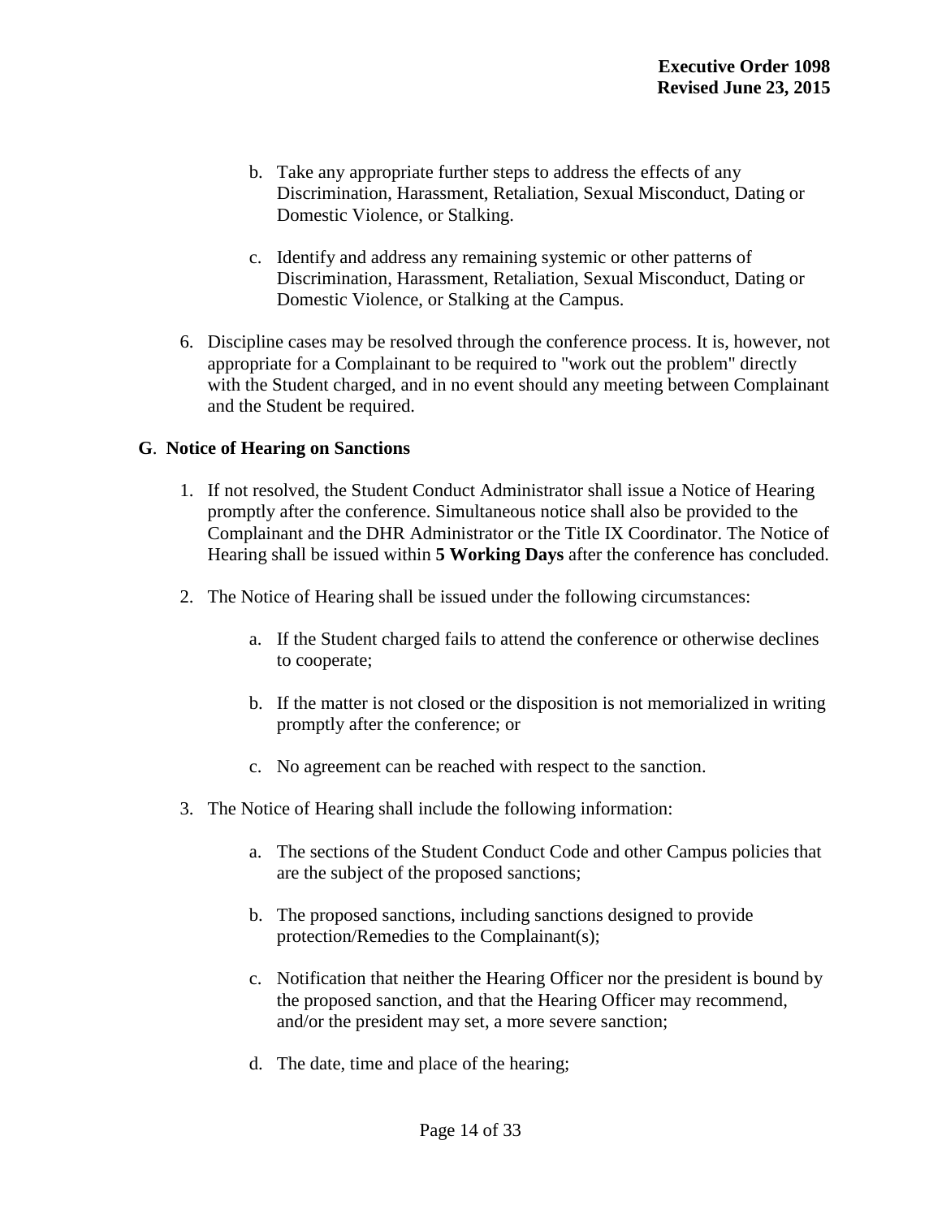b. Take any appropriate further steps to address the effects of any Discrimination, Harassment, Retaliation, Sexual Misconduct, Dating or Domestic Violence, or Stalking.

   c. Identify and address any remaining systemic or other patterns of Discrimination, Harassment, Retaliation, Sexual Misconduct, Dating or Domestic Violence, or Stalking at the Campus.

6. Discipline cases may be resolved through the conference process. It is, however, not appropriate for a Complainant to be required to "work out the problem" directly with the Student charged, and in no event should any meeting between Complainant and the Student be required.

**G**. **Notice of Hearing on Sanctions**

1. If not resolved, the Student Conduct Administrator shall issue a Notice of Hearing promptly after the conference. Simultaneous notice shall also be provided to the Complainant and the DHR Administrator or the Title IX Coordinator. The Notice of Hearing shall be issued within **5 Working Days** after the conference has concluded.

2. The Notice of Hearing shall be issued under the following circumstances:

   a. If the Student charged fails to attend the conference or otherwise declines to cooperate;

   b. If the matter is not closed or the disposition is not memorialized in writing promptly after the conference; or

   c. No agreement can be reached with respect to the sanction.

3. The Notice of Hearing shall include the following information:

   a. The sections of the Student Conduct Code and other Campus policies that are the subject of the proposed sanctions;

   b. The proposed sanctions, including sanctions designed to provide protection/Remedies to the Complainant(s);

   c. Notification that neither the Hearing Officer nor the president is bound by the proposed sanction, and that the Hearing Officer may recommend, and/or the president may set, a more severe sanction;

   d. The date, time and place of the hearing;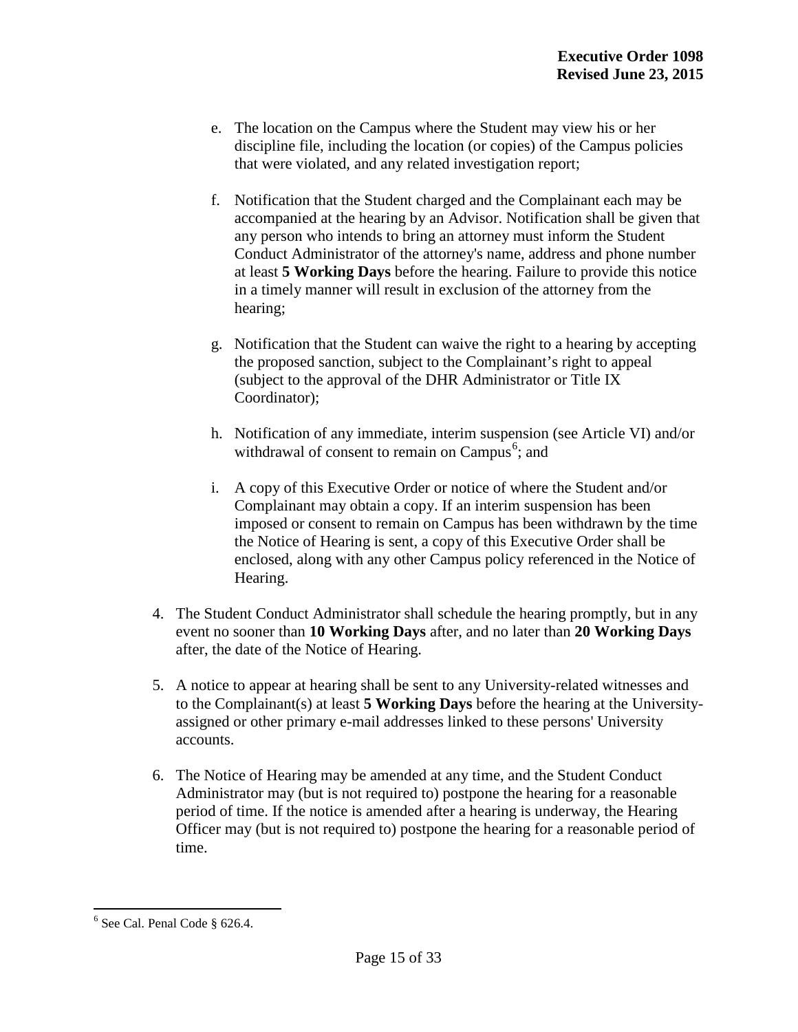e. The location on the Campus where the Student may view his or her discipline file, including the location (or copies) of the Campus policies that were violated, and any related investigation report;

f. Notification that the Student charged and the Complainant each may be accompanied at the hearing by an Advisor. Notification shall be given that any person who intends to bring an attorney must inform the Student Conduct Administrator of the attorney's name, address and phone number at least **5 Working Days** before the hearing. Failure to provide this notice in a timely manner will result in exclusion of the attorney from the hearing;

g. Notification that the Student can waive the right to a hearing by accepting the proposed sanction, subject to the Complainant's right to appeal (subject to the approval of the DHR Administrator or Title IX Coordinator);

h. Notification of any immediate, interim suspension (see Article VI) and/or withdrawal of consent to remain on Campus[6]; and

i. A copy of this Executive Order or notice of where the Student and/or Complainant may obtain a copy. If an interim suspension has been imposed or consent to remain on Campus has been withdrawn by the time the Notice of Hearing is sent, a copy of this Executive Order shall be enclosed, along with any other Campus policy referenced in the Notice of Hearing.

4. The Student Conduct Administrator shall schedule the hearing promptly, but in any event no sooner than **10 Working Days** after, and no later than **20 Working Days** after, the date of the Notice of Hearing.

5. A notice to appear at hearing shall be sent to any University-related witnesses and to the Complainant(s) at least **5 Working Days** before the hearing at the University-assigned or other primary e-mail addresses linked to these persons' University accounts.

6. The Notice of Hearing may be amended at any time, and the Student Conduct Administrator may (but is not required to) postpone the hearing for a reasonable period of time. If the notice is amended after a hearing is underway, the Hearing Officer may (but is not required to) postpone the hearing for a reasonable period of time.

[6] See Cal. Penal Code § 626.4.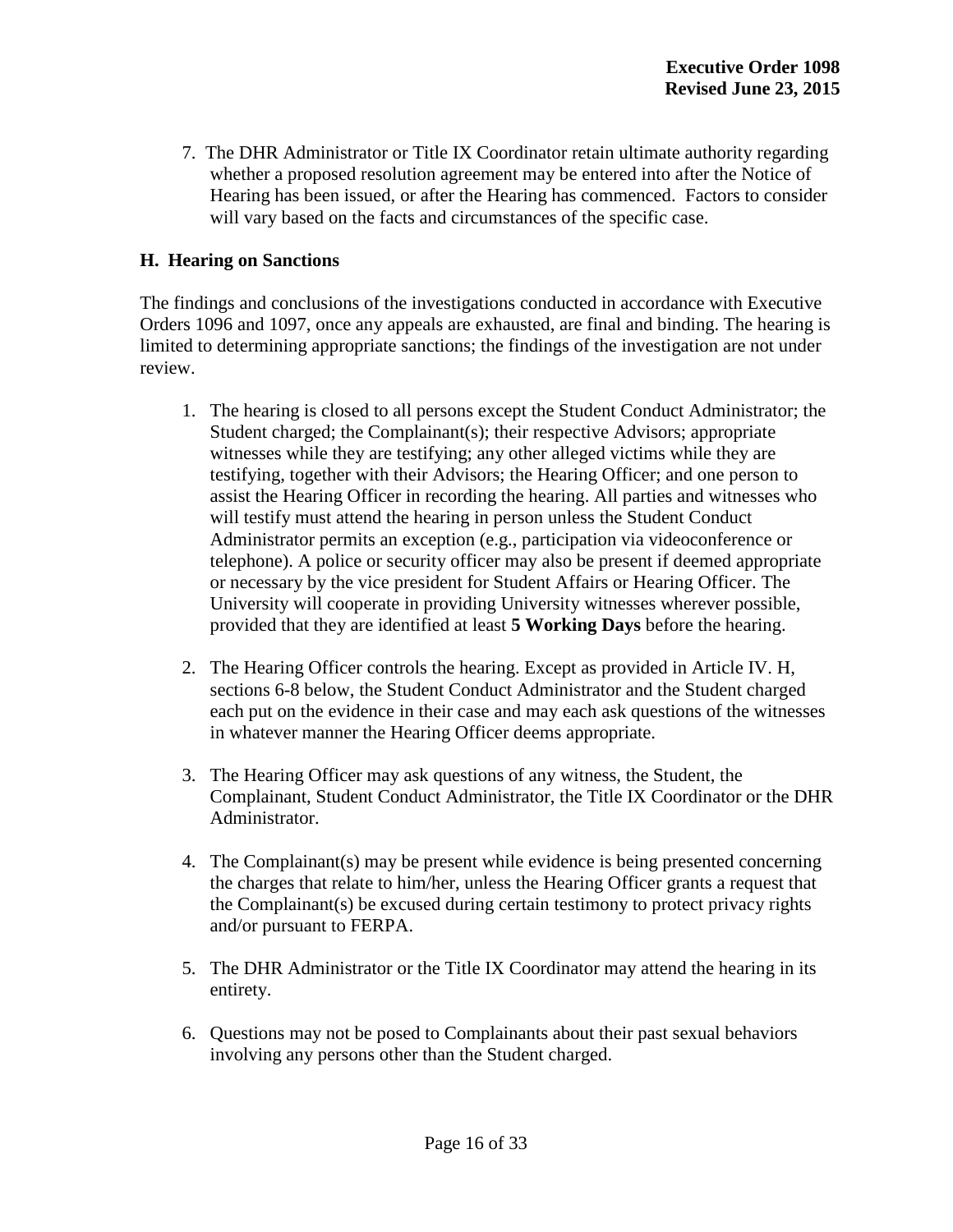7. The DHR Administrator or Title IX Coordinator retain ultimate authority regarding whether a proposed resolution agreement may be entered into after the Notice of Hearing has been issued, or after the Hearing has commenced. Factors to consider will vary based on the facts and circumstances of the specific case.

**H. Hearing on Sanctions**

The findings and conclusions of the investigations conducted in accordance with Executive Orders 1096 and 1097, once any appeals are exhausted, are final and binding. The hearing is limited to determining appropriate sanctions; the findings of the investigation are not under review.

1. The hearing is closed to all persons except the Student Conduct Administrator; the Student charged; the Complainant(s); their respective Advisors; appropriate witnesses while they are testifying; any other alleged victims while they are testifying, together with their Advisors; the Hearing Officer; and one person to assist the Hearing Officer in recording the hearing. All parties and witnesses who will testify must attend the hearing in person unless the Student Conduct Administrator permits an exception (e.g., participation via videoconference or telephone). A police or security officer may also be present if deemed appropriate or necessary by the vice president for Student Affairs or Hearing Officer. The University will cooperate in providing University witnesses wherever possible, provided that they are identified at least **5 Working Days** before the hearing.

2. The Hearing Officer controls the hearing. Except as provided in Article IV. H, sections 6-8 below, the Student Conduct Administrator and the Student charged each put on the evidence in their case and may each ask questions of the witnesses in whatever manner the Hearing Officer deems appropriate.

3. The Hearing Officer may ask questions of any witness, the Student, the Complainant, Student Conduct Administrator, the Title IX Coordinator or the DHR Administrator.

4. The Complainant(s) may be present while evidence is being presented concerning the charges that relate to him/her, unless the Hearing Officer grants a request that the Complainant(s) be excused during certain testimony to protect privacy rights and/or pursuant to FERPA.

5. The DHR Administrator or the Title IX Coordinator may attend the hearing in its entirety.

6. Questions may not be posed to Complainants about their past sexual behaviors involving any persons other than the Student charged.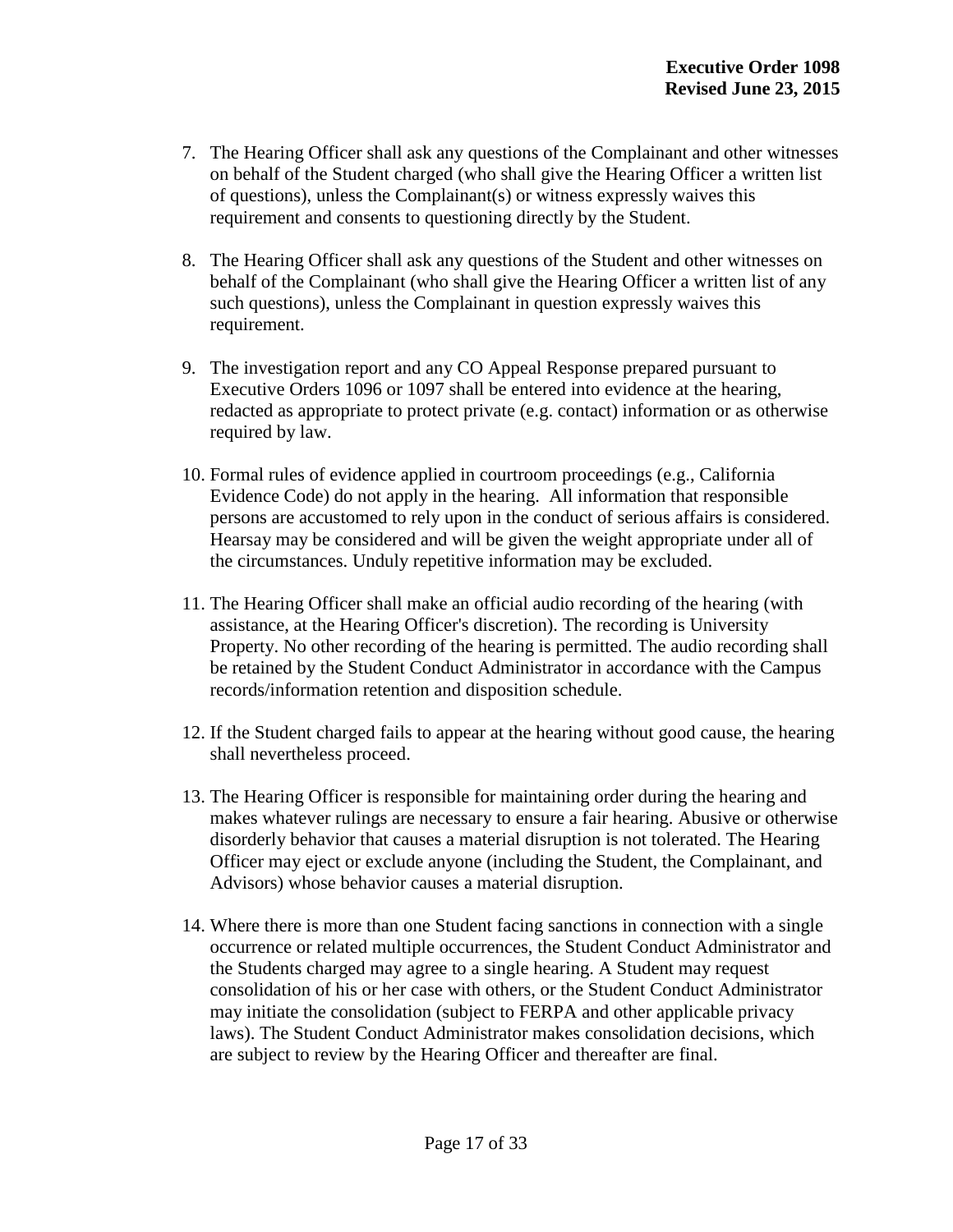7. The Hearing Officer shall ask any questions of the Complainant and other witnesses on behalf of the Student charged (who shall give the Hearing Officer a written list of questions), unless the Complainant(s) or witness expressly waives this requirement and consents to questioning directly by the Student.

8. The Hearing Officer shall ask any questions of the Student and other witnesses on behalf of the Complainant (who shall give the Hearing Officer a written list of any such questions), unless the Complainant in question expressly waives this requirement.

9. The investigation report and any CO Appeal Response prepared pursuant to Executive Orders 1096 or 1097 shall be entered into evidence at the hearing, redacted as appropriate to protect private (e.g. contact) information or as otherwise required by law.

10. Formal rules of evidence applied in courtroom proceedings (e.g., California Evidence Code) do not apply in the hearing. All information that responsible persons are accustomed to rely upon in the conduct of serious affairs is considered. Hearsay may be considered and will be given the weight appropriate under all of the circumstances. Unduly repetitive information may be excluded.

11. The Hearing Officer shall make an official audio recording of the hearing (with assistance, at the Hearing Officer's discretion). The recording is University Property. No other recording of the hearing is permitted. The audio recording shall be retained by the Student Conduct Administrator in accordance with the Campus records/information retention and disposition schedule.

12. If the Student charged fails to appear at the hearing without good cause, the hearing shall nevertheless proceed.

13. The Hearing Officer is responsible for maintaining order during the hearing and makes whatever rulings are necessary to ensure a fair hearing. Abusive or otherwise disorderly behavior that causes a material disruption is not tolerated. The Hearing Officer may eject or exclude anyone (including the Student, the Complainant, and Advisors) whose behavior causes a material disruption.

14. Where there is more than one Student facing sanctions in connection with a single occurrence or related multiple occurrences, the Student Conduct Administrator and the Students charged may agree to a single hearing. A Student may request consolidation of his or her case with others, or the Student Conduct Administrator may initiate the consolidation (subject to FERPA and other applicable privacy laws). The Student Conduct Administrator makes consolidation decisions, which are subject to review by the Hearing Officer and thereafter are final.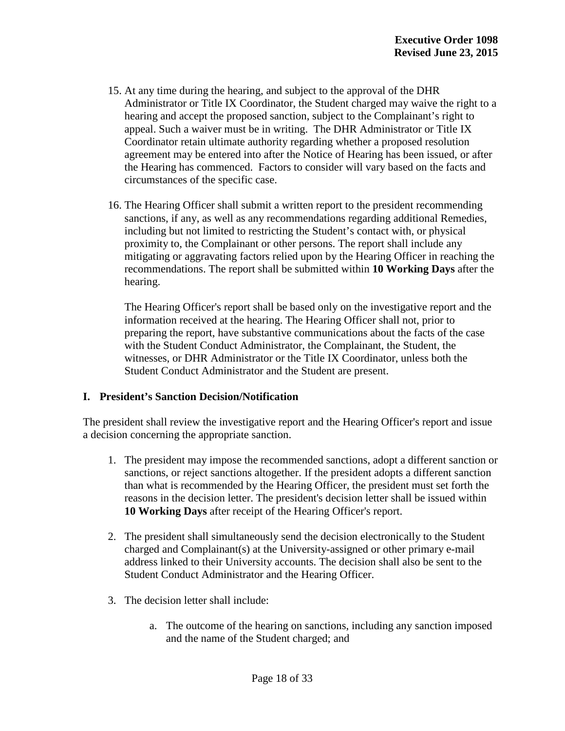15. At any time during the hearing, and subject to the approval of the DHR Administrator or Title IX Coordinator, the Student charged may waive the right to a hearing and accept the proposed sanction, subject to the Complainant's right to appeal. Such a waiver must be in writing. The DHR Administrator or Title IX Coordinator retain ultimate authority regarding whether a proposed resolution agreement may be entered into after the Notice of Hearing has been issued, or after the Hearing has commenced. Factors to consider will vary based on the facts and circumstances of the specific case.

16. The Hearing Officer shall submit a written report to the president recommending sanctions, if any, as well as any recommendations regarding additional Remedies, including but not limited to restricting the Student's contact with, or physical proximity to, the Complainant or other persons. The report shall include any mitigating or aggravating factors relied upon by the Hearing Officer in reaching the recommendations. The report shall be submitted within **10 Working Days** after the hearing.

    The Hearing Officer's report shall be based only on the investigative report and the information received at the hearing. The Hearing Officer shall not, prior to preparing the report, have substantive communications about the facts of the case with the Student Conduct Administrator, the Complainant, the Student, the witnesses, or DHR Administrator or the Title IX Coordinator, unless both the Student Conduct Administrator and the Student are present.

## I. President's Sanction Decision/Notification

The president shall review the investigative report and the Hearing Officer's report and issue a decision concerning the appropriate sanction.

1. The president may impose the recommended sanctions, adopt a different sanction or sanctions, or reject sanctions altogether. If the president adopts a different sanction than what is recommended by the Hearing Officer, the president must set forth the reasons in the decision letter. The president's decision letter shall be issued within **10 Working Days** after receipt of the Hearing Officer's report.

2. The president shall simultaneously send the decision electronically to the Student charged and Complainant(s) at the University-assigned or other primary e-mail address linked to their University accounts. The decision shall also be sent to the Student Conduct Administrator and the Hearing Officer.

3. The decision letter shall include:

    a. The outcome of the hearing on sanctions, including any sanction imposed and the name of the Student charged; and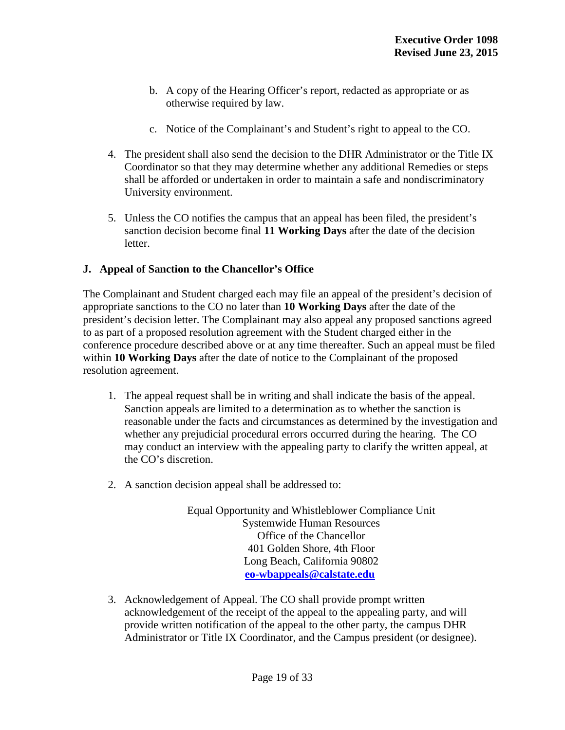b. A copy of the Hearing Officer's report, redacted as appropriate or as otherwise required by law.

c. Notice of the Complainant's and Student's right to appeal to the CO.

4. The president shall also send the decision to the DHR Administrator or the Title IX Coordinator so that they may determine whether any additional Remedies or steps shall be afforded or undertaken in order to maintain a safe and nondiscriminatory University environment.

5. Unless the CO notifies the campus that an appeal has been filed, the president's sanction decision become final **11 Working Days** after the date of the decision letter.

## J. Appeal of Sanction to the Chancellor's Office

The Complainant and Student charged each may file an appeal of the president's decision of appropriate sanctions to the CO no later than **10 Working Days** after the date of the president's decision letter. The Complainant may also appeal any proposed sanctions agreed to as part of a proposed resolution agreement with the Student charged either in the conference procedure described above or at any time thereafter. Such an appeal must be filed within **10 Working Days** after the date of notice to the Complainant of the proposed resolution agreement.

1. The appeal request shall be in writing and shall indicate the basis of the appeal. Sanction appeals are limited to a determination as to whether the sanction is reasonable under the facts and circumstances as determined by the investigation and whether any prejudicial procedural errors occurred during the hearing. The CO may conduct an interview with the appealing party to clarify the written appeal, at the CO's discretion.

2. A sanction decision appeal shall be addressed to:

   Equal Opportunity and Whistleblower Compliance Unit
   Systemwide Human Resources
   Office of the Chancellor
   401 Golden Shore, 4th Floor
   Long Beach, California 90802
   **eo-wbappeals@calstate.edu**

3. Acknowledgement of Appeal. The CO shall provide prompt written acknowledgement of the receipt of the appeal to the appealing party, and will provide written notification of the appeal to the other party, the campus DHR Administrator or Title IX Coordinator, and the Campus president (or designee).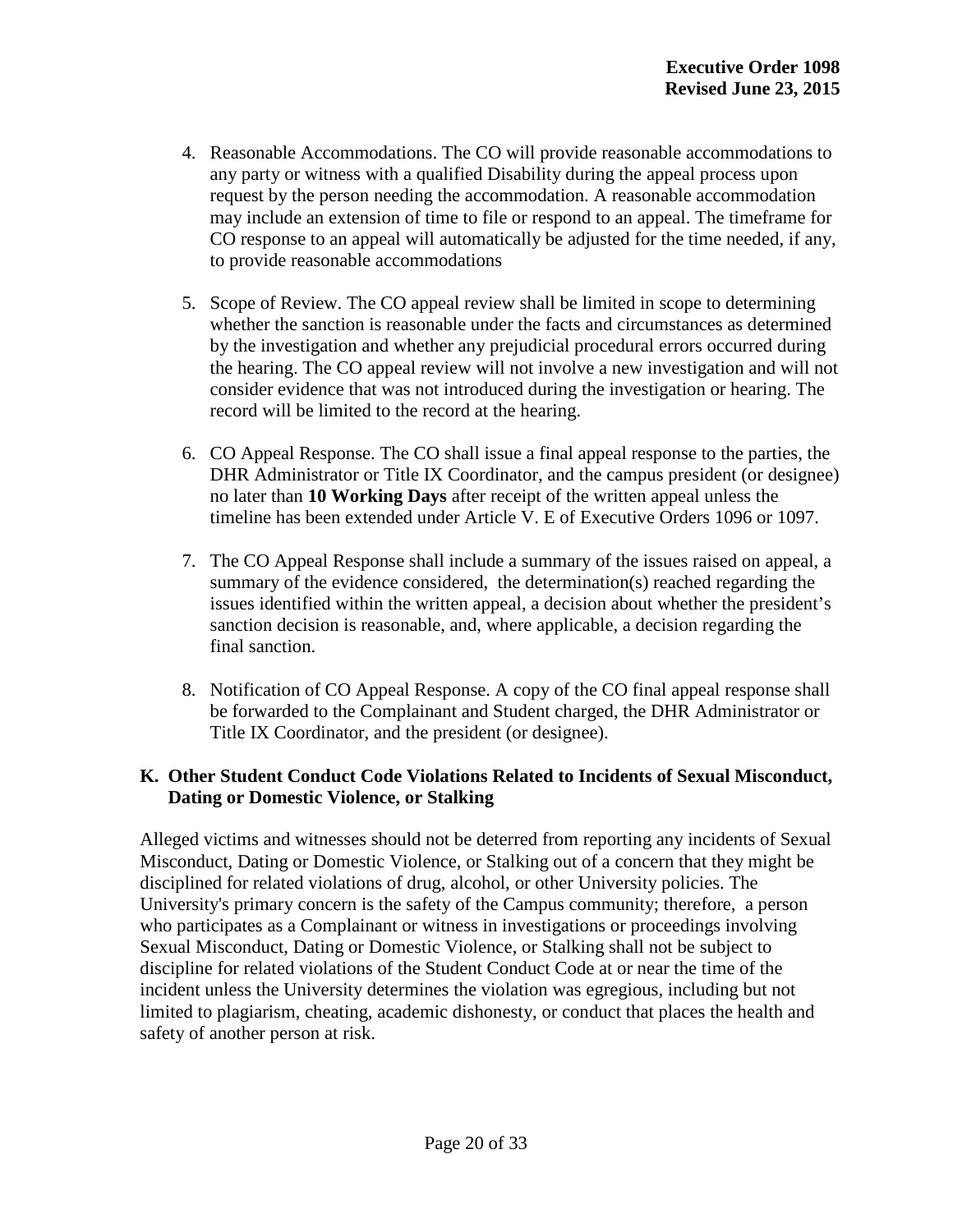4. Reasonable Accommodations. The CO will provide reasonable accommodations to any party or witness with a qualified Disability during the appeal process upon request by the person needing the accommodation. A reasonable accommodation may include an extension of time to file or respond to an appeal. The timeframe for CO response to an appeal will automatically be adjusted for the time needed, if any, to provide reasonable accommodations

5. Scope of Review. The CO appeal review shall be limited in scope to determining whether the sanction is reasonable under the facts and circumstances as determined by the investigation and whether any prejudicial procedural errors occurred during the hearing. The CO appeal review will not involve a new investigation and will not consider evidence that was not introduced during the investigation or hearing. The record will be limited to the record at the hearing.

6. CO Appeal Response. The CO shall issue a final appeal response to the parties, the DHR Administrator or Title IX Coordinator, and the campus president (or designee) no later than **10 Working Days** after receipt of the written appeal unless the timeline has been extended under Article V. E of Executive Orders 1096 or 1097.

7. The CO Appeal Response shall include a summary of the issues raised on appeal, a summary of the evidence considered, the determination(s) reached regarding the issues identified within the written appeal, a decision about whether the president's sanction decision is reasonable, and, where applicable, a decision regarding the final sanction.

8. Notification of CO Appeal Response. A copy of the CO final appeal response shall be forwarded to the Complainant and Student charged, the DHR Administrator or Title IX Coordinator, and the president (or designee).

### K. Other Student Conduct Code Violations Related to Incidents of Sexual Misconduct, Dating or Domestic Violence, or Stalking

Alleged victims and witnesses should not be deterred from reporting any incidents of Sexual Misconduct, Dating or Domestic Violence, or Stalking out of a concern that they might be disciplined for related violations of drug, alcohol, or other University policies. The University's primary concern is the safety of the Campus community; therefore, a person who participates as a Complainant or witness in investigations or proceedings involving Sexual Misconduct, Dating or Domestic Violence, or Stalking shall not be subject to discipline for related violations of the Student Conduct Code at or near the time of the incident unless the University determines the violation was egregious, including but not limited to plagiarism, cheating, academic dishonesty, or conduct that places the health and safety of another person at risk.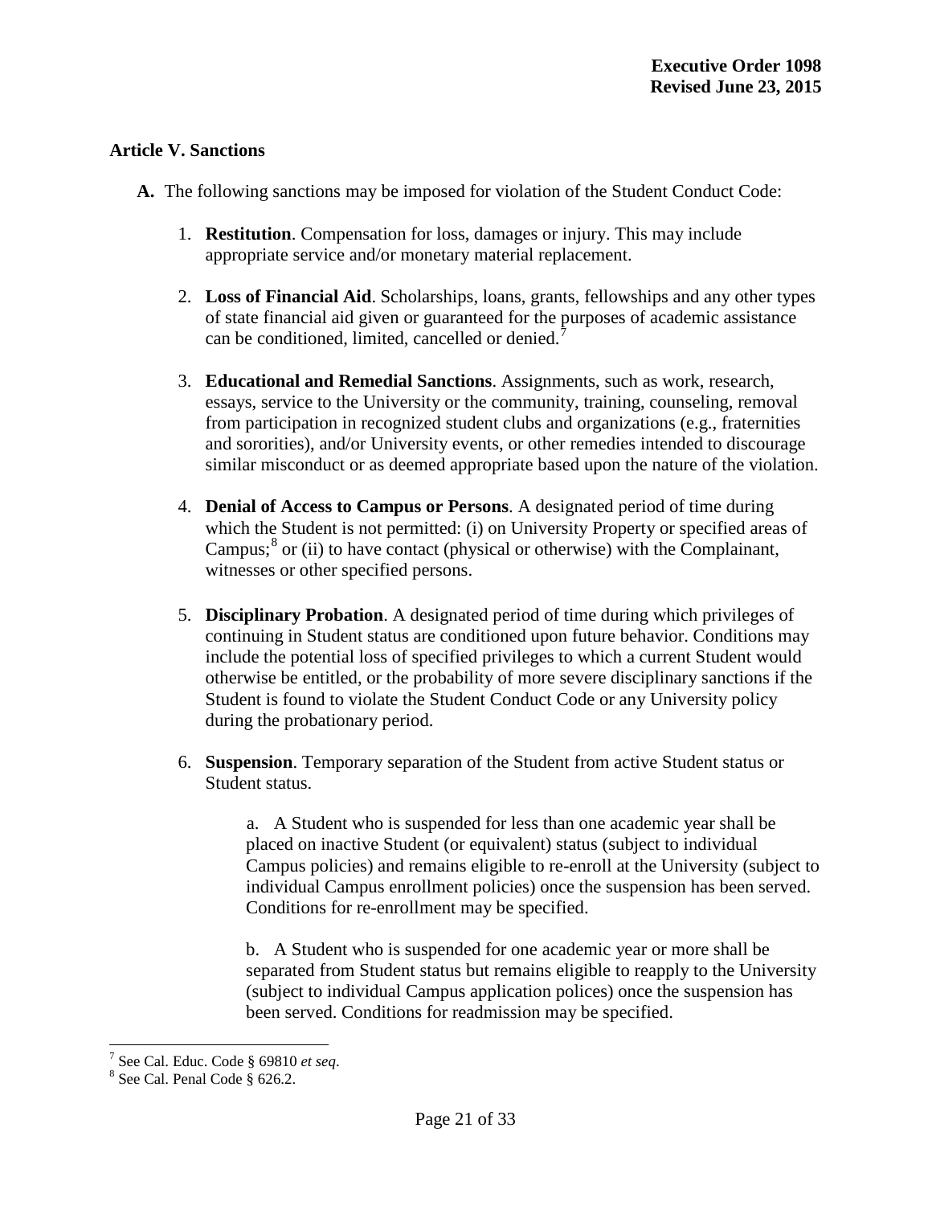### Article V. Sanctions

**A.** The following sanctions may be imposed for violation of the Student Conduct Code:

1. **Restitution**. Compensation for loss, damages or injury. This may include appropriate service and/or monetary material replacement.

2. **Loss of Financial Aid**. Scholarships, loans, grants, fellowships and any other types of state financial aid given or guaranteed for the purposes of academic assistance can be conditioned, limited, cancelled or denied.[7]

3. **Educational and Remedial Sanctions**. Assignments, such as work, research, essays, service to the University or the community, training, counseling, removal from participation in recognized student clubs and organizations (e.g., fraternities and sororities), and/or University events, or other remedies intended to discourage similar misconduct or as deemed appropriate based upon the nature of the violation.

4. **Denial of Access to Campus or Persons**. A designated period of time during which the Student is not permitted: (i) on University Property or specified areas of Campus;[8] or (ii) to have contact (physical or otherwise) with the Complainant, witnesses or other specified persons.

5. **Disciplinary Probation**. A designated period of time during which privileges of continuing in Student status are conditioned upon future behavior. Conditions may include the potential loss of specified privileges to which a current Student would otherwise be entitled, or the probability of more severe disciplinary sanctions if the Student is found to violate the Student Conduct Code or any University policy during the probationary period.

6. **Suspension**. Temporary separation of the Student from active Student status or Student status.

   a. A Student who is suspended for less than one academic year shall be placed on inactive Student (or equivalent) status (subject to individual Campus policies) and remains eligible to re-enroll at the University (subject to individual Campus enrollment policies) once the suspension has been served. Conditions for re-enrollment may be specified.

   b. A Student who is suspended for one academic year or more shall be separated from Student status but remains eligible to reapply to the University (subject to individual Campus application polices) once the suspension has been served. Conditions for readmission may be specified.

---

[7] See Cal. Educ. Code § 69810 *et seq*.

[8] See Cal. Penal Code § 626.2.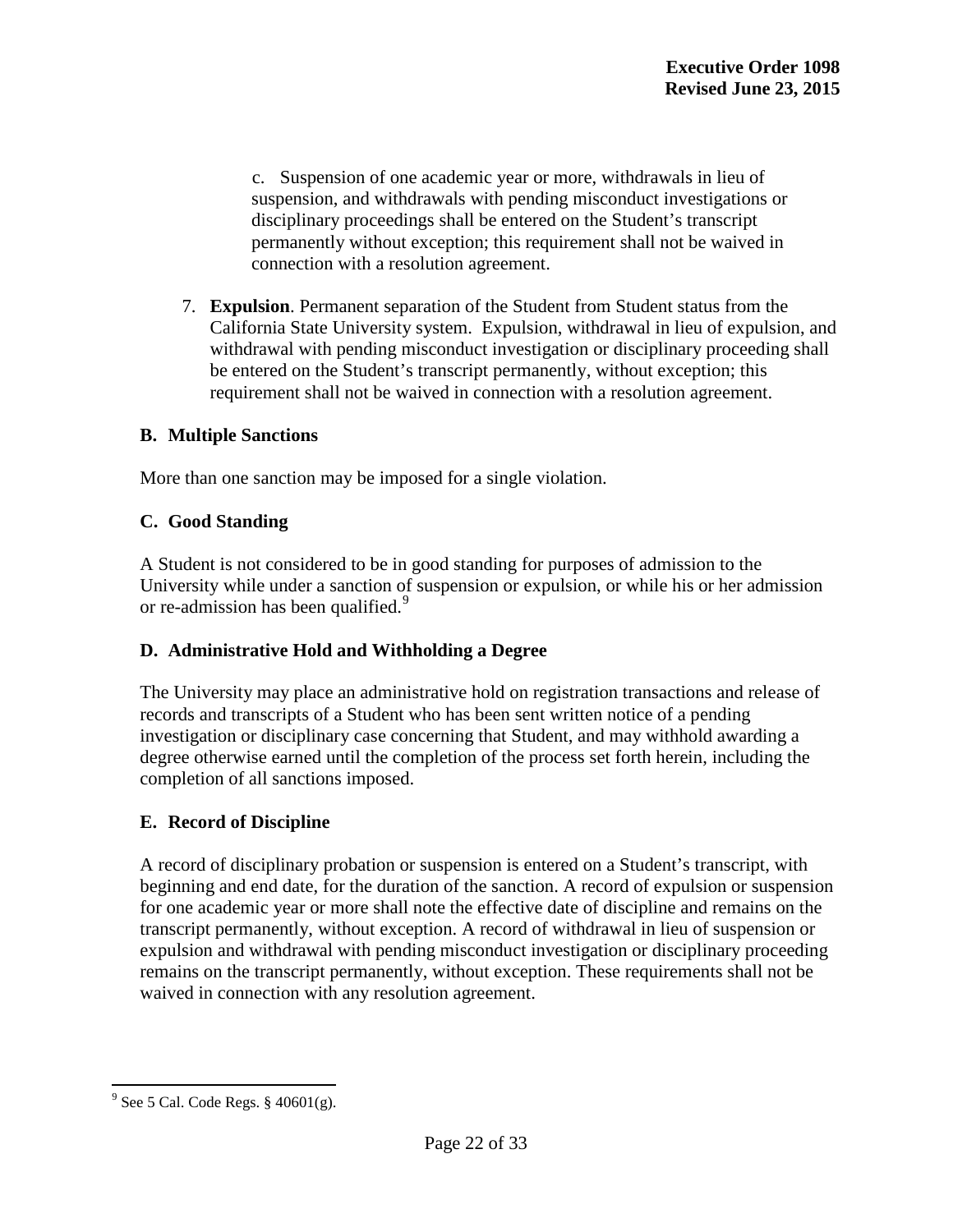c. Suspension of one academic year or more, withdrawals in lieu of suspension, and withdrawals with pending misconduct investigations or disciplinary proceedings shall be entered on the Student's transcript permanently without exception; this requirement shall not be waived in connection with a resolution agreement.

7. **Expulsion**. Permanent separation of the Student from Student status from the California State University system. Expulsion, withdrawal in lieu of expulsion, and withdrawal with pending misconduct investigation or disciplinary proceeding shall be entered on the Student's transcript permanently, without exception; this requirement shall not be waived in connection with a resolution agreement.

### B. Multiple Sanctions

More than one sanction may be imposed for a single violation.

### C. Good Standing

A Student is not considered to be in good standing for purposes of admission to the University while under a sanction of suspension or expulsion, or while his or her admission or re-admission has been qualified.[9]

### D. Administrative Hold and Withholding a Degree

The University may place an administrative hold on registration transactions and release of records and transcripts of a Student who has been sent written notice of a pending investigation or disciplinary case concerning that Student, and may withhold awarding a degree otherwise earned until the completion of the process set forth herein, including the completion of all sanctions imposed.

### E. Record of Discipline

A record of disciplinary probation or suspension is entered on a Student's transcript, with beginning and end date, for the duration of the sanction. A record of expulsion or suspension for one academic year or more shall note the effective date of discipline and remains on the transcript permanently, without exception. A record of withdrawal in lieu of suspension or expulsion and withdrawal with pending misconduct investigation or disciplinary proceeding remains on the transcript permanently, without exception. These requirements shall not be waived in connection with any resolution agreement.

---

[9] See 5 Cal. Code Regs. § 40601(g).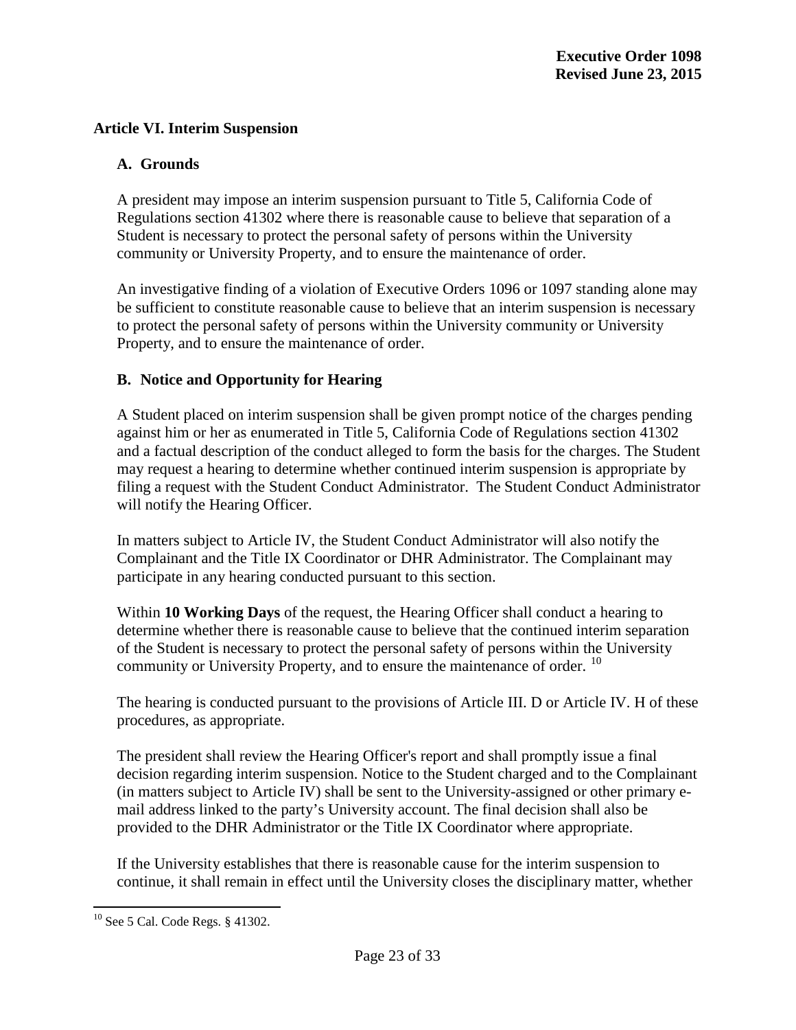## Article VI. Interim Suspension

### A. Grounds

A president may impose an interim suspension pursuant to Title 5, California Code of Regulations section 41302 where there is reasonable cause to believe that separation of a Student is necessary to protect the personal safety of persons within the University community or University Property, and to ensure the maintenance of order.

An investigative finding of a violation of Executive Orders 1096 or 1097 standing alone may be sufficient to constitute reasonable cause to believe that an interim suspension is necessary to protect the personal safety of persons within the University community or University Property, and to ensure the maintenance of order.

### B. Notice and Opportunity for Hearing

A Student placed on interim suspension shall be given prompt notice of the charges pending against him or her as enumerated in Title 5, California Code of Regulations section 41302 and a factual description of the conduct alleged to form the basis for the charges. The Student may request a hearing to determine whether continued interim suspension is appropriate by filing a request with the Student Conduct Administrator. The Student Conduct Administrator will notify the Hearing Officer.

In matters subject to Article IV, the Student Conduct Administrator will also notify the Complainant and the Title IX Coordinator or DHR Administrator. The Complainant may participate in any hearing conducted pursuant to this section.

Within **10 Working Days** of the request, the Hearing Officer shall conduct a hearing to determine whether there is reasonable cause to believe that the continued interim separation of the Student is necessary to protect the personal safety of persons within the University community or University Property, and to ensure the maintenance of order. [10]

The hearing is conducted pursuant to the provisions of Article III. D or Article IV. H of these procedures, as appropriate.

The president shall review the Hearing Officer's report and shall promptly issue a final decision regarding interim suspension. Notice to the Student charged and to the Complainant (in matters subject to Article IV) shall be sent to the University-assigned or other primary e-mail address linked to the party's University account. The final decision shall also be provided to the DHR Administrator or the Title IX Coordinator where appropriate.

If the University establishes that there is reasonable cause for the interim suspension to continue, it shall remain in effect until the University closes the disciplinary matter, whether

[10] See 5 Cal. Code Regs. § 41302.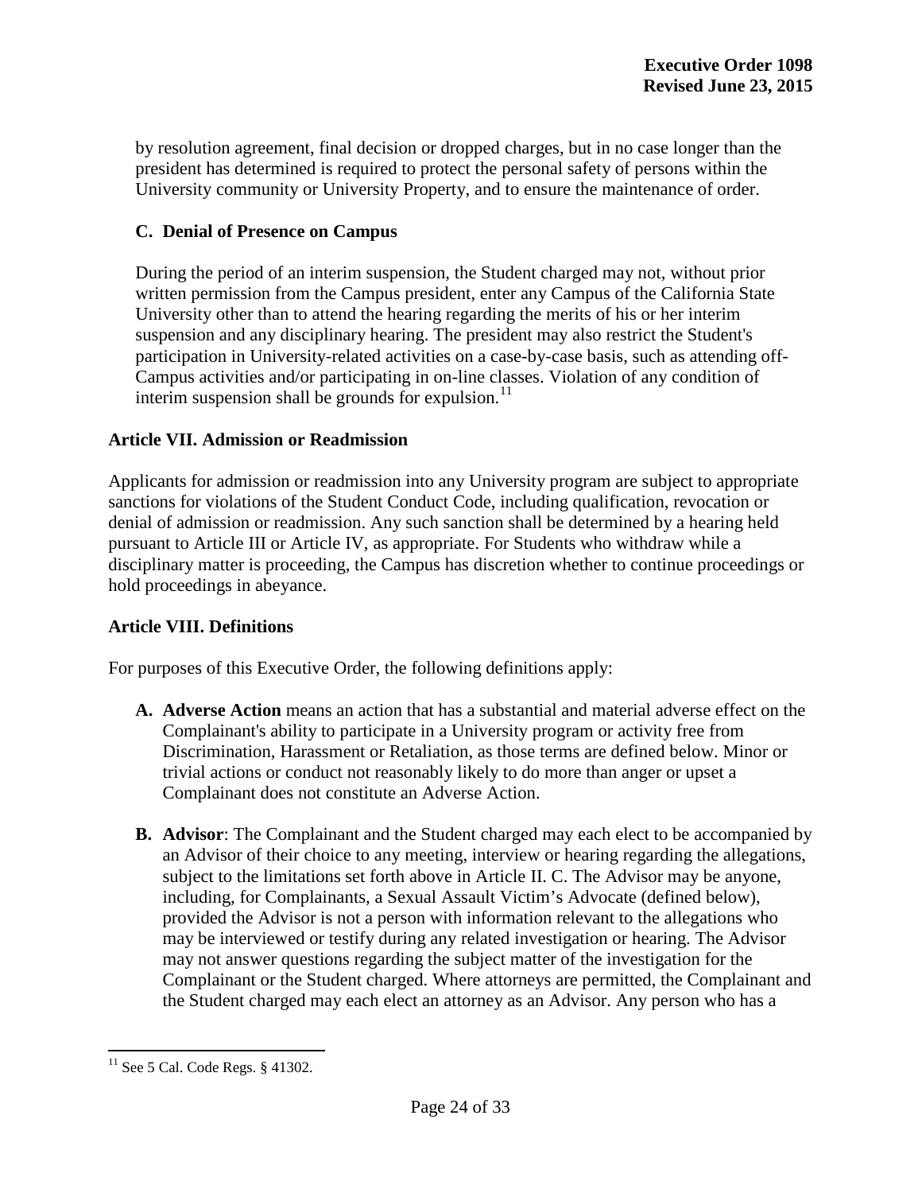by resolution agreement, final decision or dropped charges, but in no case longer than the president has determined is required to protect the personal safety of persons within the University community or University Property, and to ensure the maintenance of order.

### C. Denial of Presence on Campus

During the period of an interim suspension, the Student charged may not, without prior written permission from the Campus president, enter any Campus of the California State University other than to attend the hearing regarding the merits of his or her interim suspension and any disciplinary hearing. The president may also restrict the Student's participation in University-related activities on a case-by-case basis, such as attending off-Campus activities and/or participating in on-line classes. Violation of any condition of interim suspension shall be grounds for expulsion.[11]

## Article VII. Admission or Readmission

Applicants for admission or readmission into any University program are subject to appropriate sanctions for violations of the Student Conduct Code, including qualification, revocation or denial of admission or readmission. Any such sanction shall be determined by a hearing held pursuant to Article III or Article IV, as appropriate. For Students who withdraw while a disciplinary matter is proceeding, the Campus has discretion whether to continue proceedings or hold proceedings in abeyance.

## Article VIII. Definitions

For purposes of this Executive Order, the following definitions apply:

- **A. Adverse Action** means an action that has a substantial and material adverse effect on the Complainant's ability to participate in a University program or activity free from Discrimination, Harassment or Retaliation, as those terms are defined below. Minor or trivial actions or conduct not reasonably likely to do more than anger or upset a Complainant does not constitute an Adverse Action.
- **B. Advisor**: The Complainant and the Student charged may each elect to be accompanied by an Advisor of their choice to any meeting, interview or hearing regarding the allegations, subject to the limitations set forth above in Article II. C. The Advisor may be anyone, including, for Complainants, a Sexual Assault Victim's Advocate (defined below), provided the Advisor is not a person with information relevant to the allegations who may be interviewed or testify during any related investigation or hearing. The Advisor may not answer questions regarding the subject matter of the investigation for the Complainant or the Student charged. Where attorneys are permitted, the Complainant and the Student charged may each elect an attorney as an Advisor. Any person who has a

---

[11] See 5 Cal. Code Regs. § 41302.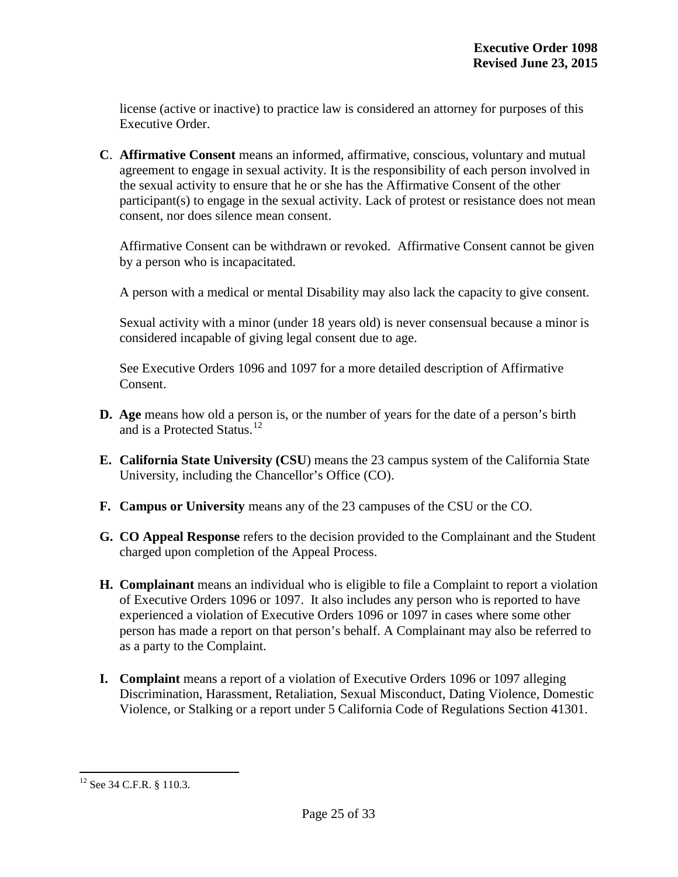license (active or inactive) to practice law is considered an attorney for purposes of this Executive Order.

**C**. **Affirmative Consent** means an informed, affirmative, conscious, voluntary and mutual agreement to engage in sexual activity. It is the responsibility of each person involved in the sexual activity to ensure that he or she has the Affirmative Consent of the other participant(s) to engage in the sexual activity. Lack of protest or resistance does not mean consent, nor does silence mean consent.

Affirmative Consent can be withdrawn or revoked. Affirmative Consent cannot be given by a person who is incapacitated.

A person with a medical or mental Disability may also lack the capacity to give consent.

Sexual activity with a minor (under 18 years old) is never consensual because a minor is considered incapable of giving legal consent due to age.

See Executive Orders 1096 and 1097 for a more detailed description of Affirmative Consent.

**D. Age** means how old a person is, or the number of years for the date of a person's birth and is a Protected Status.[12]

**E. California State University (CSU**) means the 23 campus system of the California State University, including the Chancellor's Office (CO).

**F. Campus or University** means any of the 23 campuses of the CSU or the CO.

**G. CO Appeal Response** refers to the decision provided to the Complainant and the Student charged upon completion of the Appeal Process.

**H. Complainant** means an individual who is eligible to file a Complaint to report a violation of Executive Orders 1096 or 1097. It also includes any person who is reported to have experienced a violation of Executive Orders 1096 or 1097 in cases where some other person has made a report on that person's behalf. A Complainant may also be referred to as a party to the Complaint.

**I. Complaint** means a report of a violation of Executive Orders 1096 or 1097 alleging Discrimination, Harassment, Retaliation, Sexual Misconduct, Dating Violence, Domestic Violence, or Stalking or a report under 5 California Code of Regulations Section 41301.

[12] See 34 C.F.R. § 110.3.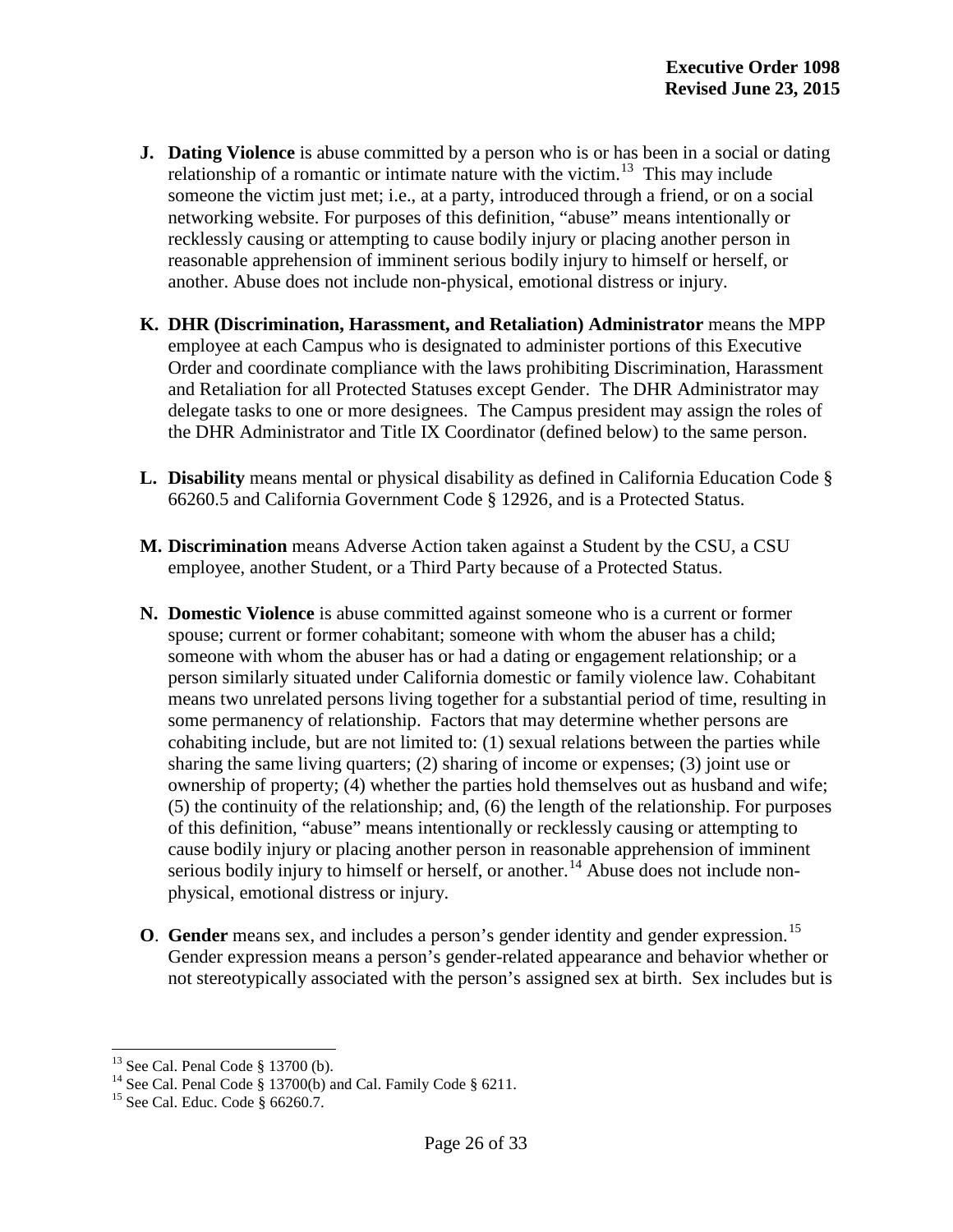**J. Dating Violence** is abuse committed by a person who is or has been in a social or dating relationship of a romantic or intimate nature with the victim.[13] This may include someone the victim just met; i.e., at a party, introduced through a friend, or on a social networking website. For purposes of this definition, "abuse" means intentionally or recklessly causing or attempting to cause bodily injury or placing another person in reasonable apprehension of imminent serious bodily injury to himself or herself, or another. Abuse does not include non-physical, emotional distress or injury.

**K. DHR (Discrimination, Harassment, and Retaliation) Administrator** means the MPP employee at each Campus who is designated to administer portions of this Executive Order and coordinate compliance with the laws prohibiting Discrimination, Harassment and Retaliation for all Protected Statuses except Gender. The DHR Administrator may delegate tasks to one or more designees. The Campus president may assign the roles of the DHR Administrator and Title IX Coordinator (defined below) to the same person.

**L. Disability** means mental or physical disability as defined in California Education Code § 66260.5 and California Government Code § 12926, and is a Protected Status.

**M. Discrimination** means Adverse Action taken against a Student by the CSU, a CSU employee, another Student, or a Third Party because of a Protected Status.

**N. Domestic Violence** is abuse committed against someone who is a current or former spouse; current or former cohabitant; someone with whom the abuser has a child; someone with whom the abuser has or had a dating or engagement relationship; or a person similarly situated under California domestic or family violence law. Cohabitant means two unrelated persons living together for a substantial period of time, resulting in some permanency of relationship. Factors that may determine whether persons are cohabiting include, but are not limited to: (1) sexual relations between the parties while sharing the same living quarters; (2) sharing of income or expenses; (3) joint use or ownership of property; (4) whether the parties hold themselves out as husband and wife; (5) the continuity of the relationship; and, (6) the length of the relationship. For purposes of this definition, "abuse" means intentionally or recklessly causing or attempting to cause bodily injury or placing another person in reasonable apprehension of imminent serious bodily injury to himself or herself, or another.[14] Abuse does not include non-physical, emotional distress or injury.

**O. Gender** means sex, and includes a person's gender identity and gender expression.[15] Gender expression means a person's gender-related appearance and behavior whether or not stereotypically associated with the person's assigned sex at birth. Sex includes but is

---

[13] See Cal. Penal Code § 13700 (b).

[14] See Cal. Penal Code § 13700(b) and Cal. Family Code § 6211.

[15] See Cal. Educ. Code § 66260.7.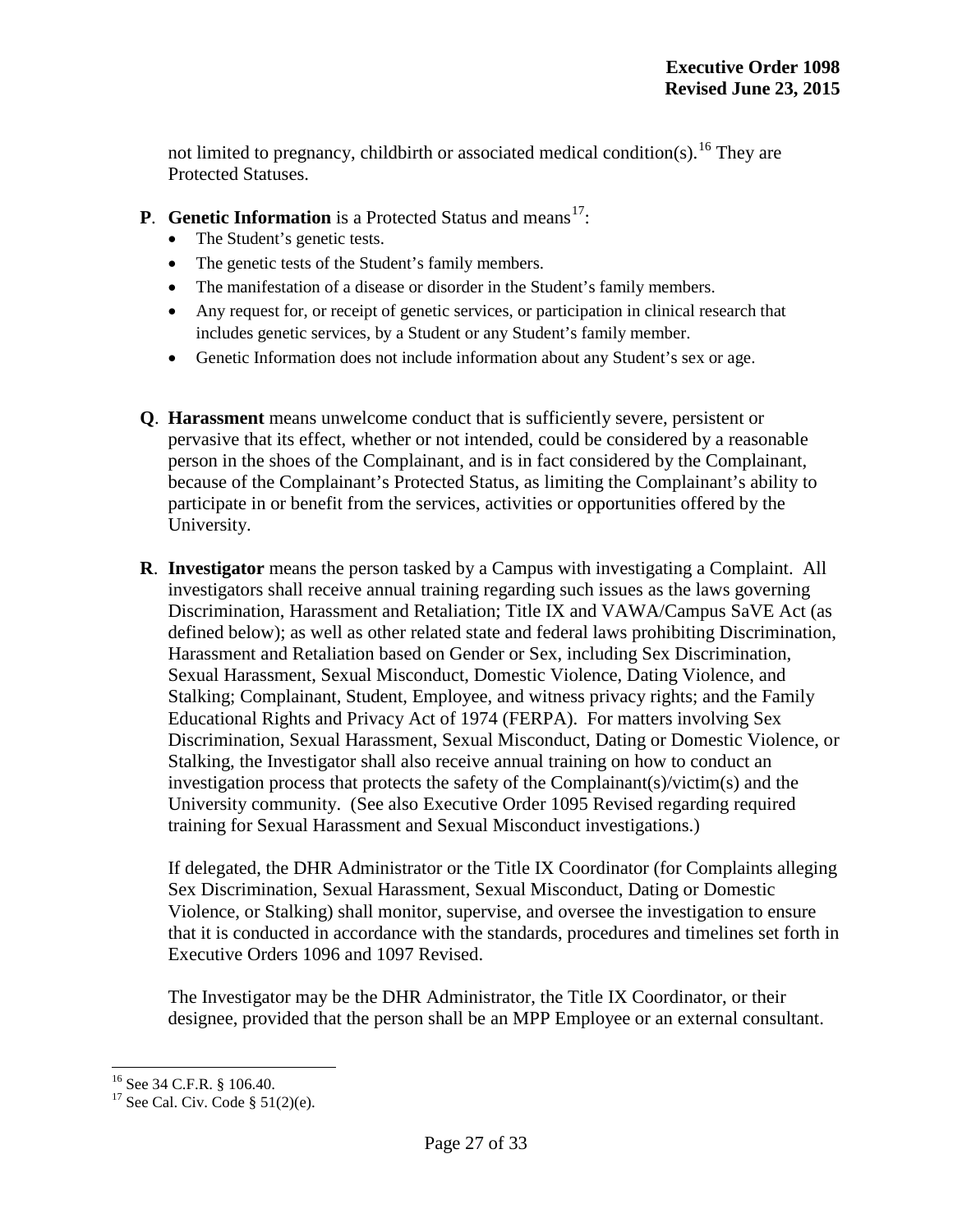not limited to pregnancy, childbirth or associated medical condition(s).[16] They are Protected Statuses.

**P**. **Genetic Information** is a Protected Status and means[17]:

- The Student's genetic tests.
- The genetic tests of the Student's family members.
- The manifestation of a disease or disorder in the Student's family members.
- Any request for, or receipt of genetic services, or participation in clinical research that includes genetic services, by a Student or any Student's family member.
- Genetic Information does not include information about any Student's sex or age.

**Q**. **Harassment** means unwelcome conduct that is sufficiently severe, persistent or pervasive that its effect, whether or not intended, could be considered by a reasonable person in the shoes of the Complainant, and is in fact considered by the Complainant, because of the Complainant's Protected Status, as limiting the Complainant's ability to participate in or benefit from the services, activities or opportunities offered by the University.

**R**. **Investigator** means the person tasked by a Campus with investigating a Complaint. All investigators shall receive annual training regarding such issues as the laws governing Discrimination, Harassment and Retaliation; Title IX and VAWA/Campus SaVE Act (as defined below); as well as other related state and federal laws prohibiting Discrimination, Harassment and Retaliation based on Gender or Sex, including Sex Discrimination, Sexual Harassment, Sexual Misconduct, Domestic Violence, Dating Violence, and Stalking; Complainant, Student, Employee, and witness privacy rights; and the Family Educational Rights and Privacy Act of 1974 (FERPA). For matters involving Sex Discrimination, Sexual Harassment, Sexual Misconduct, Dating or Domestic Violence, or Stalking, the Investigator shall also receive annual training on how to conduct an investigation process that protects the safety of the Complainant(s)/victim(s) and the University community. (See also Executive Order 1095 Revised regarding required training for Sexual Harassment and Sexual Misconduct investigations.)

If delegated, the DHR Administrator or the Title IX Coordinator (for Complaints alleging Sex Discrimination, Sexual Harassment, Sexual Misconduct, Dating or Domestic Violence, or Stalking) shall monitor, supervise, and oversee the investigation to ensure that it is conducted in accordance with the standards, procedures and timelines set forth in Executive Orders 1096 and 1097 Revised.

The Investigator may be the DHR Administrator, the Title IX Coordinator, or their designee, provided that the person shall be an MPP Employee or an external consultant.

---

[16] See 34 C.F.R. § 106.40.

[17] See Cal. Civ. Code § 51(2)(e).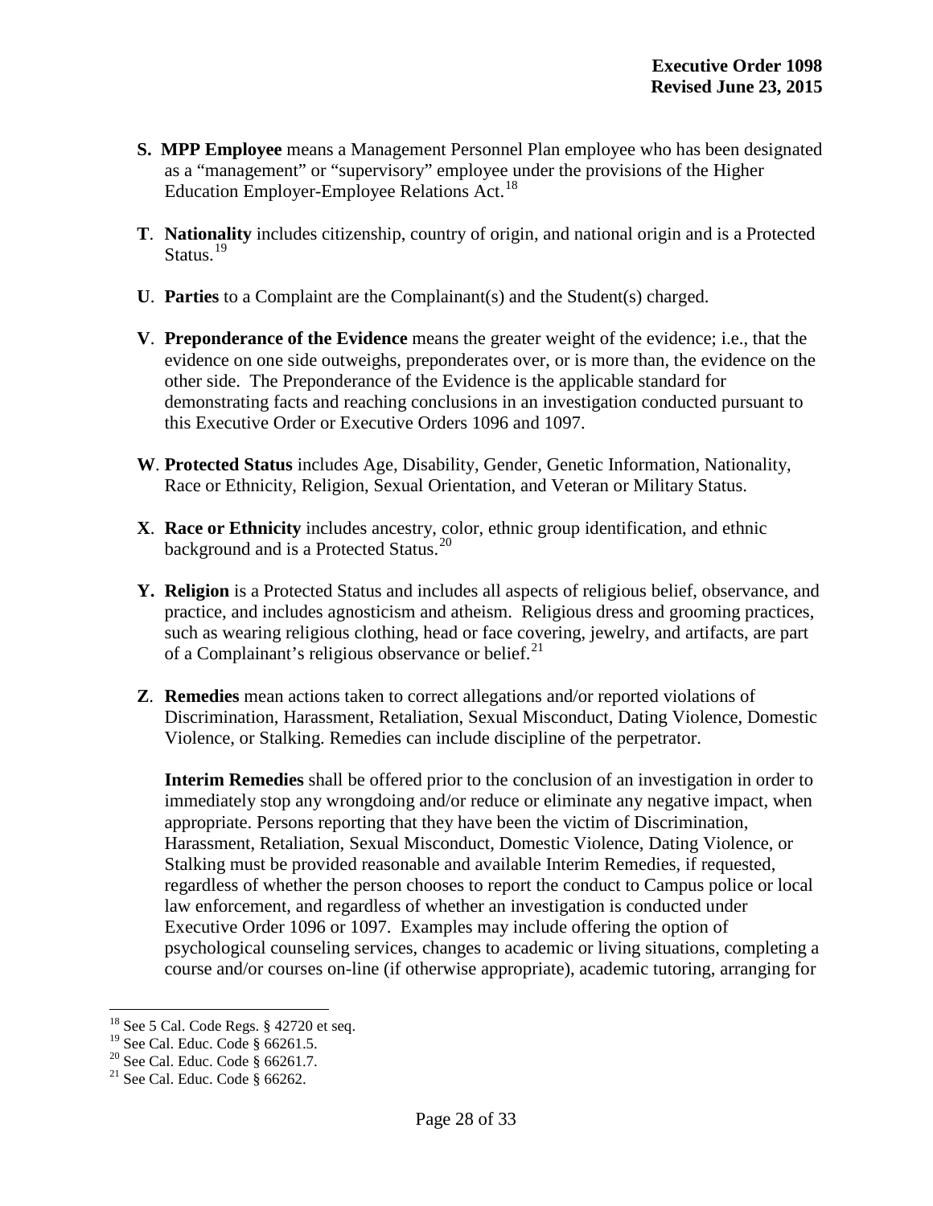**S. MPP Employee** means a Management Personnel Plan employee who has been designated as a "management" or "supervisory" employee under the provisions of the Higher Education Employer-Employee Relations Act.[18]

**T**. **Nationality** includes citizenship, country of origin, and national origin and is a Protected Status.[19]

**U**. **Parties** to a Complaint are the Complainant(s) and the Student(s) charged.

**V**. **Preponderance of the Evidence** means the greater weight of the evidence; i.e., that the evidence on one side outweighs, preponderates over, or is more than, the evidence on the other side. The Preponderance of the Evidence is the applicable standard for demonstrating facts and reaching conclusions in an investigation conducted pursuant to this Executive Order or Executive Orders 1096 and 1097.

**W**. **Protected Status** includes Age, Disability, Gender, Genetic Information, Nationality, Race or Ethnicity, Religion, Sexual Orientation, and Veteran or Military Status.

**X**. **Race or Ethnicity** includes ancestry, color, ethnic group identification, and ethnic background and is a Protected Status.[20]

**Y. Religion** is a Protected Status and includes all aspects of religious belief, observance, and practice, and includes agnosticism and atheism. Religious dress and grooming practices, such as wearing religious clothing, head or face covering, jewelry, and artifacts, are part of a Complainant's religious observance or belief.[21]

**Z**. **Remedies** mean actions taken to correct allegations and/or reported violations of Discrimination, Harassment, Retaliation, Sexual Misconduct, Dating Violence, Domestic Violence, or Stalking. Remedies can include discipline of the perpetrator.

**Interim Remedies** shall be offered prior to the conclusion of an investigation in order to immediately stop any wrongdoing and/or reduce or eliminate any negative impact, when appropriate. Persons reporting that they have been the victim of Discrimination, Harassment, Retaliation, Sexual Misconduct, Domestic Violence, Dating Violence, or Stalking must be provided reasonable and available Interim Remedies, if requested, regardless of whether the person chooses to report the conduct to Campus police or local law enforcement, and regardless of whether an investigation is conducted under Executive Order 1096 or 1097. Examples may include offering the option of psychological counseling services, changes to academic or living situations, completing a course and/or courses on-line (if otherwise appropriate), academic tutoring, arranging for

[18] See 5 Cal. Code Regs. § 42720 et seq.
[19] See Cal. Educ. Code § 66261.5.
[20] See Cal. Educ. Code § 66261.7.
[21] See Cal. Educ. Code § 66262.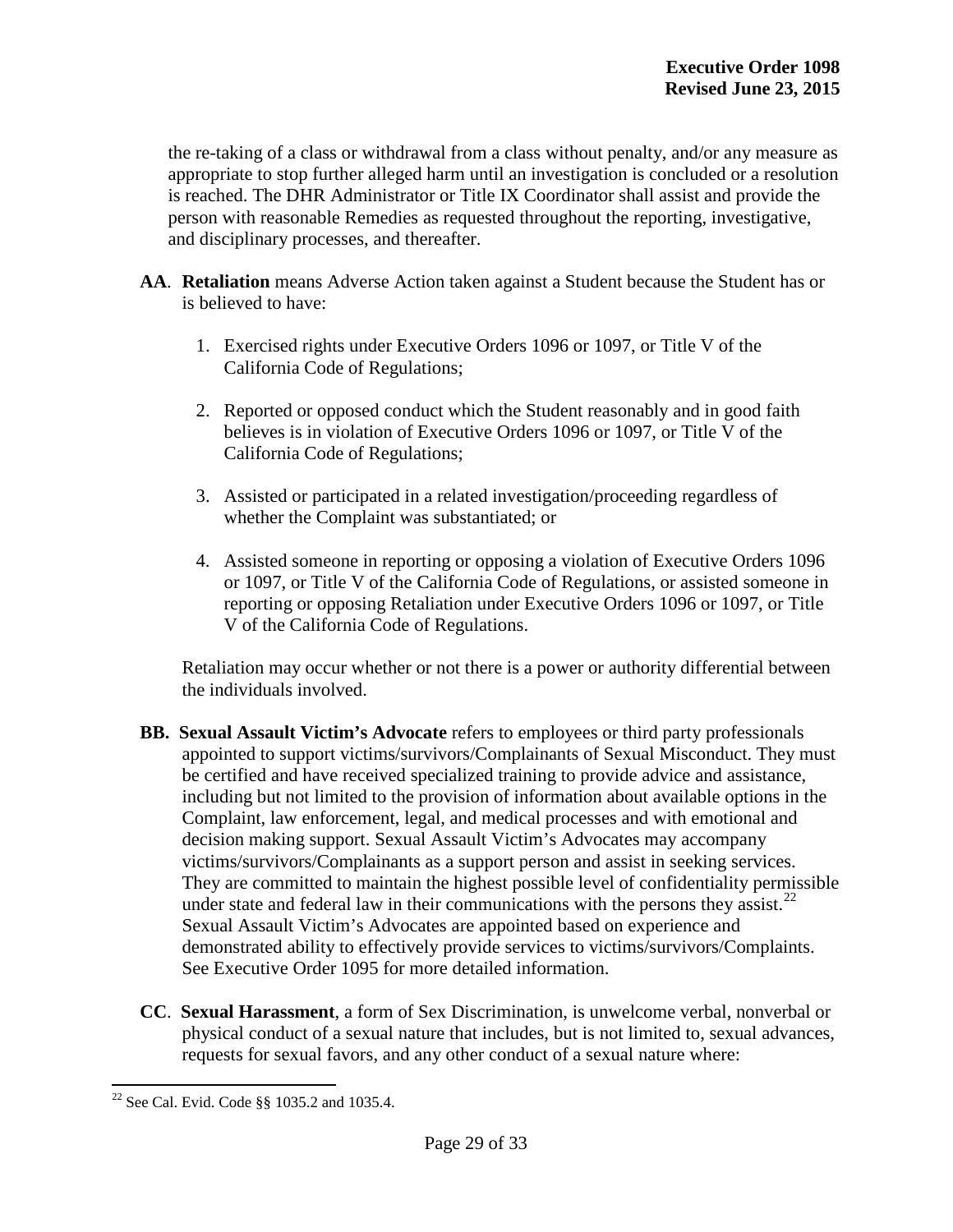the re-taking of a class or withdrawal from a class without penalty, and/or any measure as appropriate to stop further alleged harm until an investigation is concluded or a resolution is reached. The DHR Administrator or Title IX Coordinator shall assist and provide the person with reasonable Remedies as requested throughout the reporting, investigative, and disciplinary processes, and thereafter.

**AA**. **Retaliation** means Adverse Action taken against a Student because the Student has or is believed to have:

1. Exercised rights under Executive Orders 1096 or 1097, or Title V of the California Code of Regulations;

2. Reported or opposed conduct which the Student reasonably and in good faith believes is in violation of Executive Orders 1096 or 1097, or Title V of the California Code of Regulations;

3. Assisted or participated in a related investigation/proceeding regardless of whether the Complaint was substantiated; or

4. Assisted someone in reporting or opposing a violation of Executive Orders 1096 or 1097, or Title V of the California Code of Regulations, or assisted someone in reporting or opposing Retaliation under Executive Orders 1096 or 1097, or Title V of the California Code of Regulations.

Retaliation may occur whether or not there is a power or authority differential between the individuals involved.

**BB. Sexual Assault Victim's Advocate** refers to employees or third party professionals appointed to support victims/survivors/Complainants of Sexual Misconduct. They must be certified and have received specialized training to provide advice and assistance, including but not limited to the provision of information about available options in the Complaint, law enforcement, legal, and medical processes and with emotional and decision making support. Sexual Assault Victim's Advocates may accompany victims/survivors/Complainants as a support person and assist in seeking services. They are committed to maintain the highest possible level of confidentiality permissible under state and federal law in their communications with the persons they assist.[22] Sexual Assault Victim's Advocates are appointed based on experience and demonstrated ability to effectively provide services to victims/survivors/Complaints. See Executive Order 1095 for more detailed information.

**CC**. **Sexual Harassment**, a form of Sex Discrimination, is unwelcome verbal, nonverbal or physical conduct of a sexual nature that includes, but is not limited to, sexual advances, requests for sexual favors, and any other conduct of a sexual nature where:

---

[22] See Cal. Evid. Code §§ 1035.2 and 1035.4.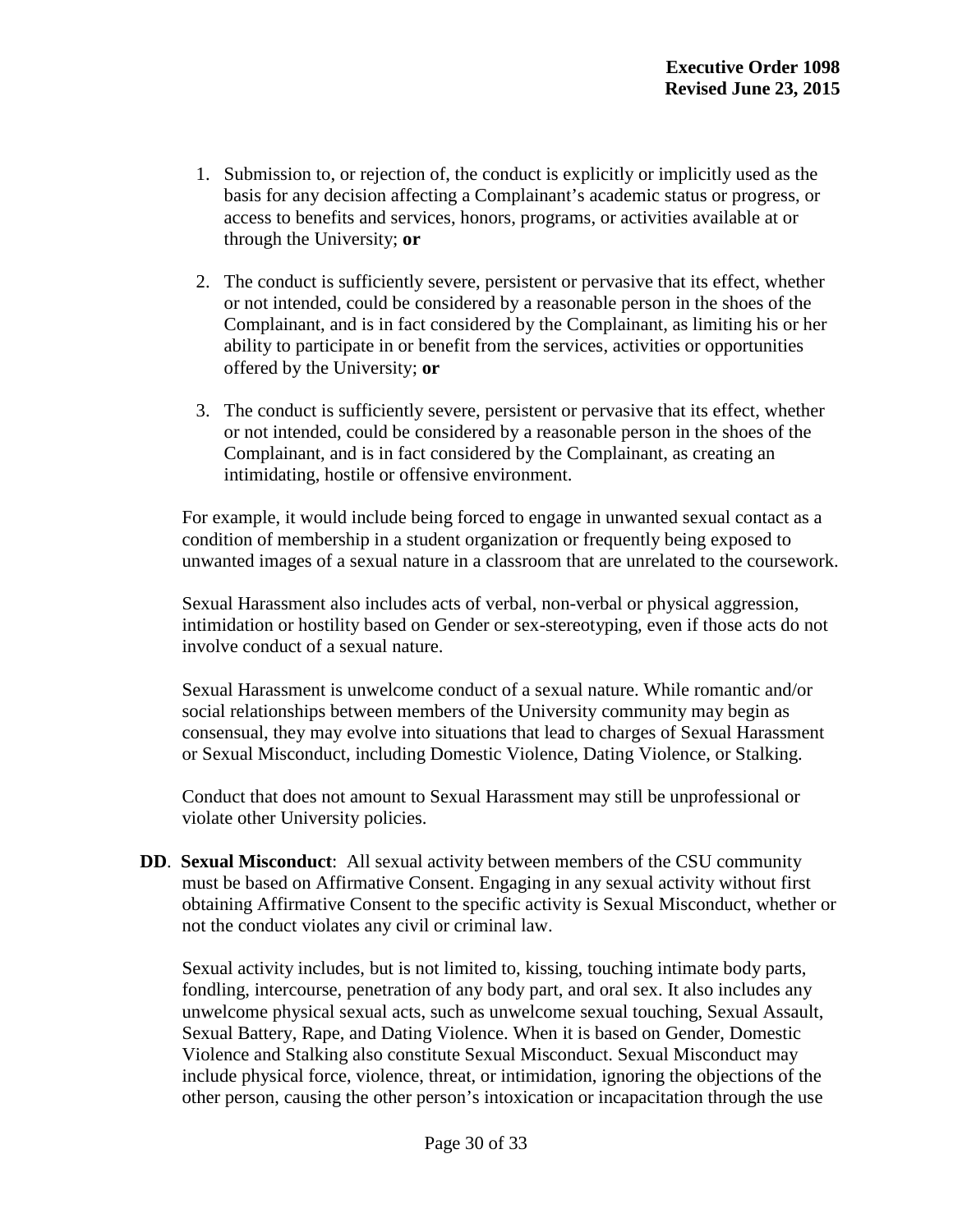1. Submission to, or rejection of, the conduct is explicitly or implicitly used as the basis for any decision affecting a Complainant's academic status or progress, or access to benefits and services, honors, programs, or activities available at or through the University; **or**

2. The conduct is sufficiently severe, persistent or pervasive that its effect, whether or not intended, could be considered by a reasonable person in the shoes of the Complainant, and is in fact considered by the Complainant, as limiting his or her ability to participate in or benefit from the services, activities or opportunities offered by the University; **or**

3. The conduct is sufficiently severe, persistent or pervasive that its effect, whether or not intended, could be considered by a reasonable person in the shoes of the Complainant, and is in fact considered by the Complainant, as creating an intimidating, hostile or offensive environment.

For example, it would include being forced to engage in unwanted sexual contact as a condition of membership in a student organization or frequently being exposed to unwanted images of a sexual nature in a classroom that are unrelated to the coursework.

Sexual Harassment also includes acts of verbal, non-verbal or physical aggression, intimidation or hostility based on Gender or sex-stereotyping, even if those acts do not involve conduct of a sexual nature.

Sexual Harassment is unwelcome conduct of a sexual nature. While romantic and/or social relationships between members of the University community may begin as consensual, they may evolve into situations that lead to charges of Sexual Harassment or Sexual Misconduct, including Domestic Violence, Dating Violence, or Stalking.

Conduct that does not amount to Sexual Harassment may still be unprofessional or violate other University policies.

**DD**. **Sexual Misconduct**: All sexual activity between members of the CSU community must be based on Affirmative Consent. Engaging in any sexual activity without first obtaining Affirmative Consent to the specific activity is Sexual Misconduct, whether or not the conduct violates any civil or criminal law.

Sexual activity includes, but is not limited to, kissing, touching intimate body parts, fondling, intercourse, penetration of any body part, and oral sex. It also includes any unwelcome physical sexual acts, such as unwelcome sexual touching, Sexual Assault, Sexual Battery, Rape, and Dating Violence. When it is based on Gender, Domestic Violence and Stalking also constitute Sexual Misconduct. Sexual Misconduct may include physical force, violence, threat, or intimidation, ignoring the objections of the other person, causing the other person's intoxication or incapacitation through the use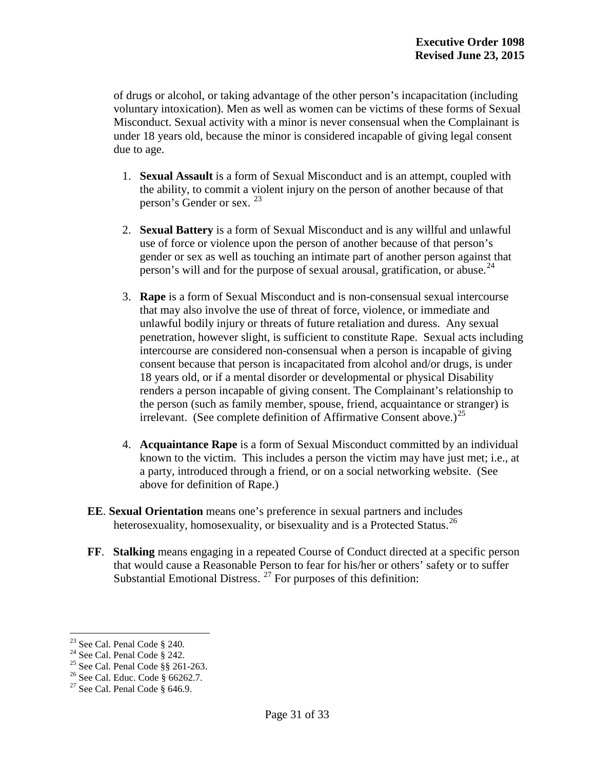of drugs or alcohol, or taking advantage of the other person's incapacitation (including voluntary intoxication). Men as well as women can be victims of these forms of Sexual Misconduct. Sexual activity with a minor is never consensual when the Complainant is under 18 years old, because the minor is considered incapable of giving legal consent due to age.

1. **Sexual Assault** is a form of Sexual Misconduct and is an attempt, coupled with the ability, to commit a violent injury on the person of another because of that person's Gender or sex. [23]

2. **Sexual Battery** is a form of Sexual Misconduct and is any willful and unlawful use of force or violence upon the person of another because of that person's gender or sex as well as touching an intimate part of another person against that person's will and for the purpose of sexual arousal, gratification, or abuse.[24]

3. **Rape** is a form of Sexual Misconduct and is non-consensual sexual intercourse that may also involve the use of threat of force, violence, or immediate and unlawful bodily injury or threats of future retaliation and duress. Any sexual penetration, however slight, is sufficient to constitute Rape. Sexual acts including intercourse are considered non-consensual when a person is incapable of giving consent because that person is incapacitated from alcohol and/or drugs, is under 18 years old, or if a mental disorder or developmental or physical Disability renders a person incapable of giving consent. The Complainant's relationship to the person (such as family member, spouse, friend, acquaintance or stranger) is irrelevant. (See complete definition of Affirmative Consent above.)[25]

4. **Acquaintance Rape** is a form of Sexual Misconduct committed by an individual known to the victim. This includes a person the victim may have just met; i.e., at a party, introduced through a friend, or on a social networking website. (See above for definition of Rape.)

**EE**. **Sexual Orientation** means one's preference in sexual partners and includes heterosexuality, homosexuality, or bisexuality and is a Protected Status.[26]

**FF**. **Stalking** means engaging in a repeated Course of Conduct directed at a specific person that would cause a Reasonable Person to fear for his/her or others' safety or to suffer Substantial Emotional Distress. [27] For purposes of this definition:

---

[23] See Cal. Penal Code § 240.
[24] See Cal. Penal Code § 242.
[25] See Cal. Penal Code §§ 261-263.
[26] See Cal. Educ. Code § 66262.7.
[27] See Cal. Penal Code § 646.9.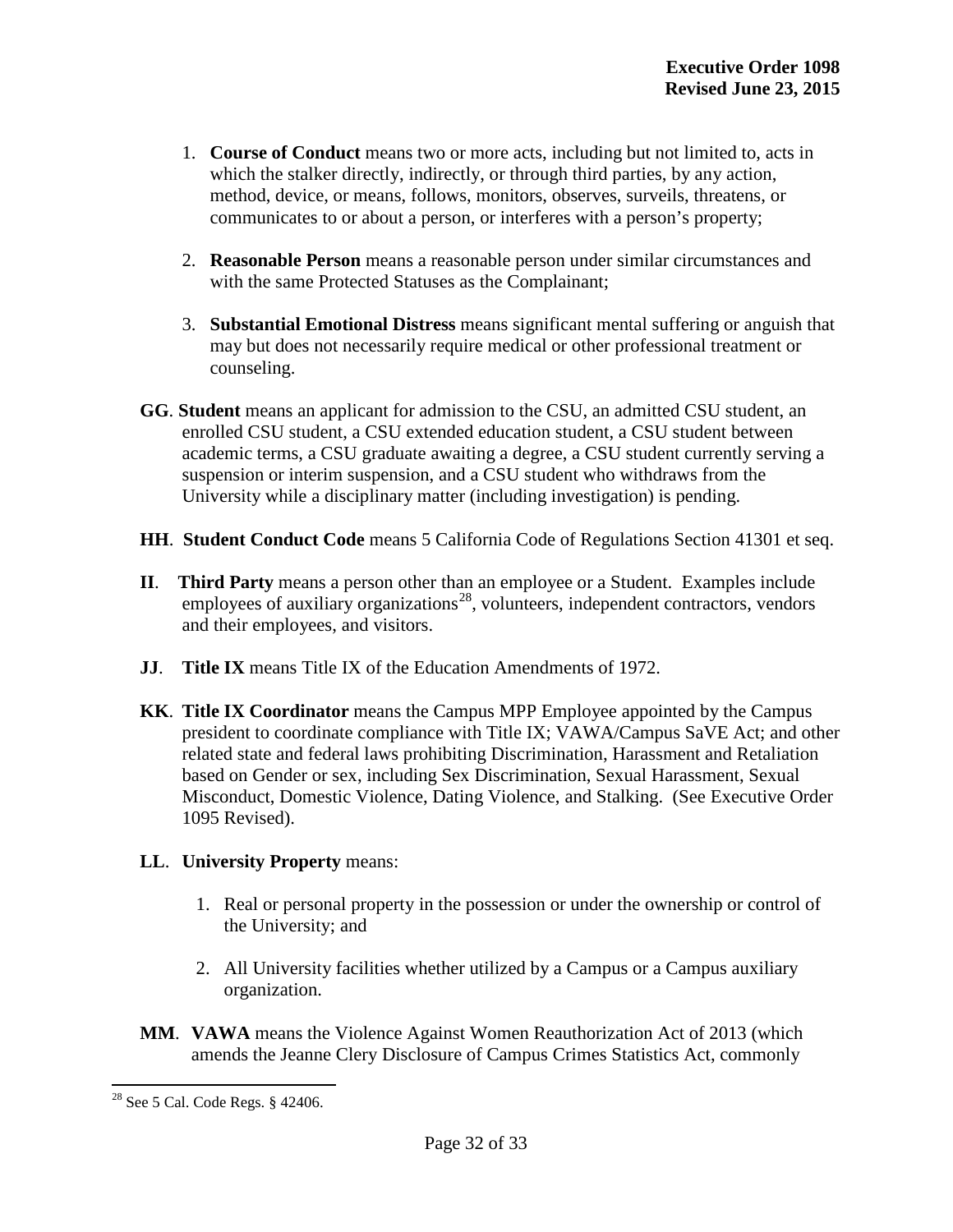1. **Course of Conduct** means two or more acts, including but not limited to, acts in which the stalker directly, indirectly, or through third parties, by any action, method, device, or means, follows, monitors, observes, surveils, threatens, or communicates to or about a person, or interferes with a person's property;

2. **Reasonable Person** means a reasonable person under similar circumstances and with the same Protected Statuses as the Complainant;

3. **Substantial Emotional Distress** means significant mental suffering or anguish that may but does not necessarily require medical or other professional treatment or counseling.

**GG**. **Student** means an applicant for admission to the CSU, an admitted CSU student, an enrolled CSU student, a CSU extended education student, a CSU student between academic terms, a CSU graduate awaiting a degree, a CSU student currently serving a suspension or interim suspension, and a CSU student who withdraws from the University while a disciplinary matter (including investigation) is pending.

**HH**. **Student Conduct Code** means 5 California Code of Regulations Section 41301 et seq.

**II**. **Third Party** means a person other than an employee or a Student. Examples include employees of auxiliary organizations[28], volunteers, independent contractors, vendors and their employees, and visitors.

**JJ**. **Title IX** means Title IX of the Education Amendments of 1972.

**KK**. **Title IX Coordinator** means the Campus MPP Employee appointed by the Campus president to coordinate compliance with Title IX; VAWA/Campus SaVE Act; and other related state and federal laws prohibiting Discrimination, Harassment and Retaliation based on Gender or sex, including Sex Discrimination, Sexual Harassment, Sexual Misconduct, Domestic Violence, Dating Violence, and Stalking. (See Executive Order 1095 Revised).

**LL**. **University Property** means:

1. Real or personal property in the possession or under the ownership or control of the University; and

2. All University facilities whether utilized by a Campus or a Campus auxiliary organization.

**MM**. **VAWA** means the Violence Against Women Reauthorization Act of 2013 (which amends the Jeanne Clery Disclosure of Campus Crimes Statistics Act, commonly

---

[28] See 5 Cal. Code Regs. § 42406.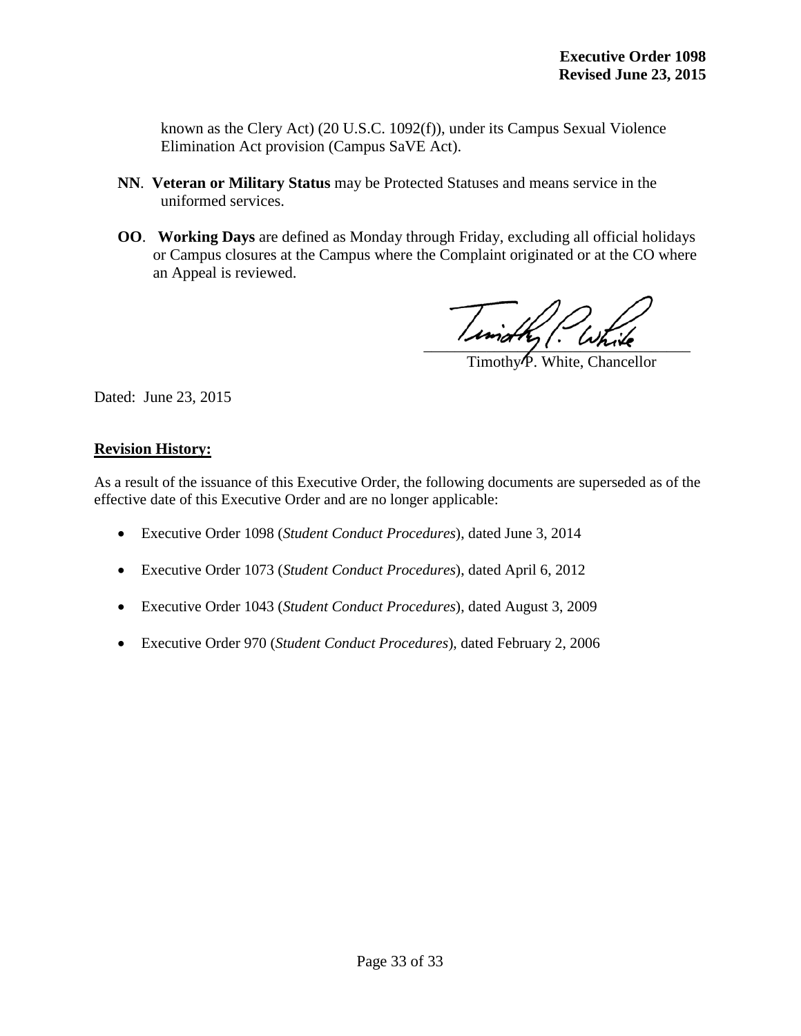known as the Clery Act) (20 U.S.C. 1092(f)), under its Campus Sexual Violence Elimination Act provision (Campus SaVE Act).

**NN**. **Veteran or Military Status** may be Protected Statuses and means service in the uniformed services.

**OO**. **Working Days** are defined as Monday through Friday, excluding all official holidays or Campus closures at the Campus where the Complaint originated or at the CO where an Appeal is reviewed.

Timothy P. White, Chancellor

Dated: June 23, 2015

**Revision History:**

As a result of the issuance of this Executive Order, the following documents are superseded as of the effective date of this Executive Order and are no longer applicable:

- Executive Order 1098 (*Student Conduct Procedures*), dated June 3, 2014
- Executive Order 1073 (*Student Conduct Procedures*), dated April 6, 2012
- Executive Order 1043 (*Student Conduct Procedures*), dated August 3, 2009
- Executive Order 970 (*Student Conduct Procedures*), dated February 2, 2006